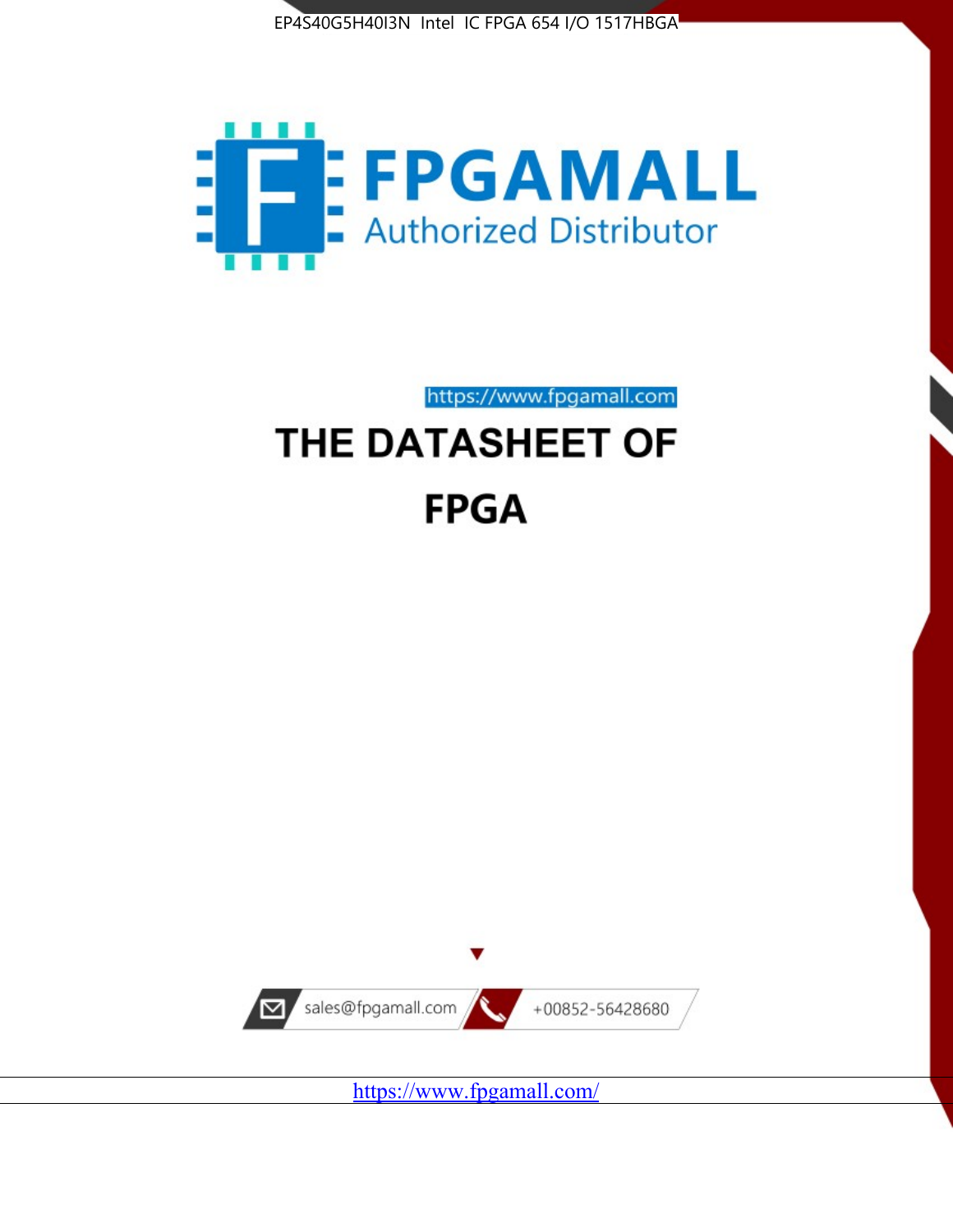EP4S40G5H40I3N Intel IC FPGA 654 I/O 1517HBGA

FPGAMALL

Authorized Distributor

https://www.fpgamall.com

# THE DATASHEET OF

# FPGA

sales@fpgamall.com

+00852-56428680

https://www.fpgamall.com/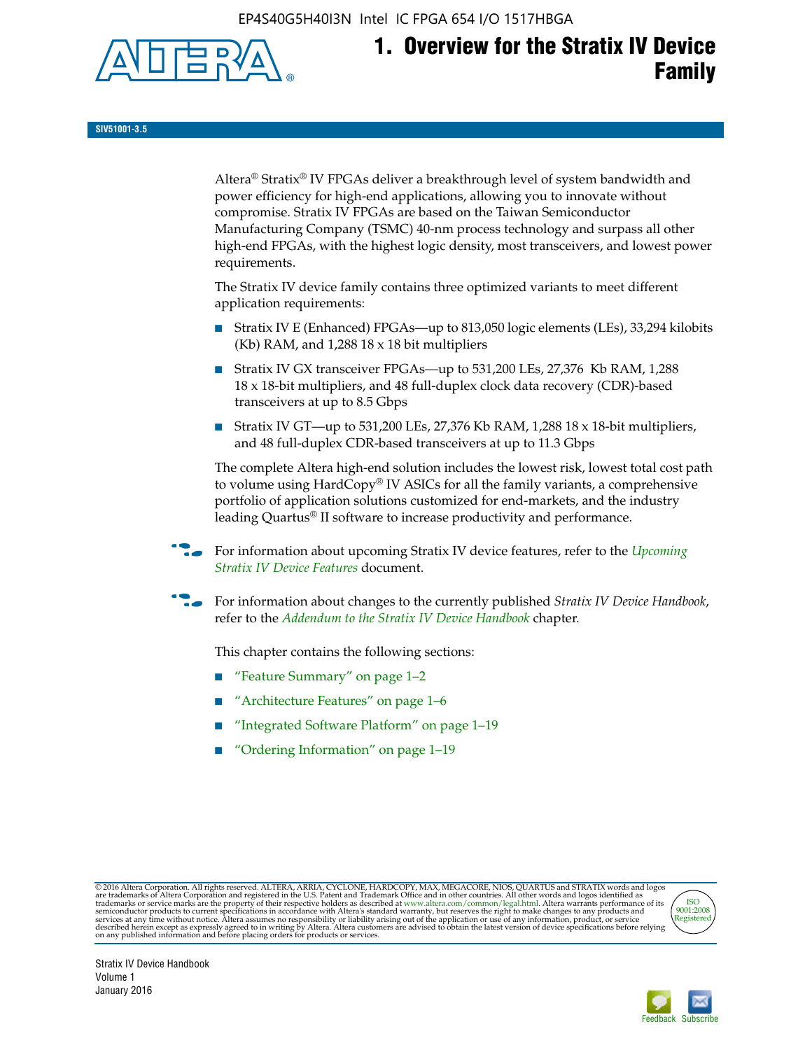# 1. Overview for the Stratix IV Device Family

SIV51001-3.5

Altera® Stratix® IV FPGAs deliver a breakthrough level of system bandwidth and power efficiency for high-end applications, allowing you to innovate without compromise. Stratix IV FPGAs are based on the Taiwan Semiconductor Manufacturing Company (TSMC) 40-nm process technology and surpass all other high-end FPGAs, with the highest logic density, most transceivers, and lowest power requirements.

The Stratix IV device family contains three optimized variants to meet different application requirements:

- Stratix IV E (Enhanced) FPGAs—up to 813,050 logic elements (LEs), 33,294 kilobits (Kb) RAM, and 1,288 18 x 18 bit multipliers
- Stratix IV GX transceiver FPGAs—up to 531,200 LEs, 27,376 Kb RAM, 1,288 18 x 18-bit multipliers, and 48 full-duplex clock data recovery (CDR)-based transceivers at up to 8.5 Gbps
- Stratix IV GT—up to 531,200 LEs, 27,376 Kb RAM, 1,288 18 x 18-bit multipliers, and 48 full-duplex CDR-based transceivers at up to 11.3 Gbps

The complete Altera high-end solution includes the lowest risk, lowest total cost path to volume using HardCopy® IV ASICs for all the family variants, a comprehensive portfolio of application solutions customized for end-markets, and the industry leading Quartus® II software to increase productivity and performance.

For information about upcoming Stratix IV device features, refer to the *Upcoming Stratix IV Device Features* document.

For information about changes to the currently published *Stratix IV Device Handbook*, refer to the *Addendum to the Stratix IV Device Handbook* chapter.

This chapter contains the following sections:

- "Feature Summary" on page 1–2
- "Architecture Features" on page 1–6
- "Integrated Software Platform" on page 1–19
- "Ordering Information" on page 1–19

© 2016 Altera Corporation. All rights reserved. ALTERA, ARRIA, CYCLONE, HARDCOPY, MAX, MEGACORE, NIOS, QUARTUS and STRATIX words and logos are trademarks of Altera Corporation and registered in the U.S. Patent and Trademark Office and in other countries. All other words and logos identified as trademarks or service marks are the property of their respective holders as described at www.altera.com/common/legal.html. Altera warrants performance of its semiconductor products to current specifications in accordance with Altera's standard warranty, but reserves the right to make changes to any products and services at any time without notice. Altera assumes no responsibility or liability arising out of the application or use of any information, product, or service described herein except as expressly agreed to in writing by Altera. Altera customers are advised to obtain the latest version of device specifications before relying on any published information and before placing orders for products or services.

Stratix IV Device Handbook
Volume 1
January 2016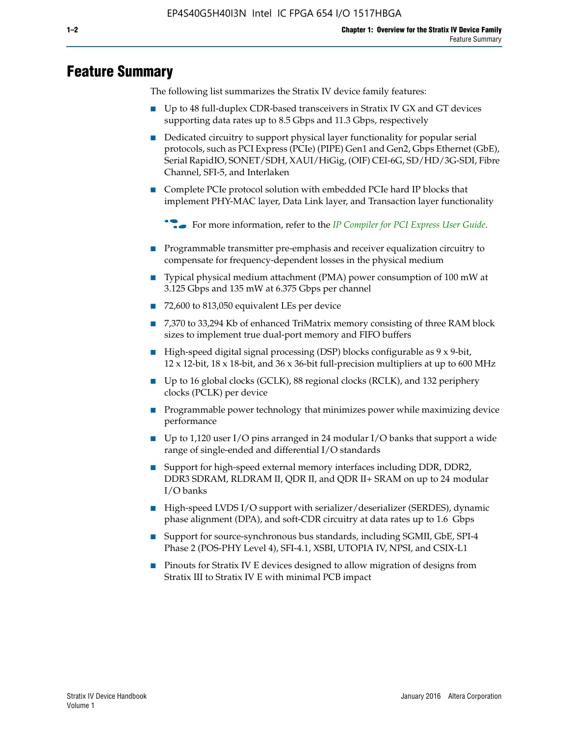# Feature Summary

The following list summarizes the Stratix IV device family features:

- Up to 48 full-duplex CDR-based transceivers in Stratix IV GX and GT devices supporting data rates up to 8.5 Gbps and 11.3 Gbps, respectively
- Dedicated circuitry to support physical layer functionality for popular serial protocols, such as PCI Express (PCIe) (PIPE) Gen1 and Gen2, Gbps Ethernet (GbE), Serial RapidIO, SONET/SDH, XAUI/HiGig, (OIF) CEI-6G, SD/HD/3G-SDI, Fibre Channel, SFI-5, and Interlaken
- Complete PCIe protocol solution with embedded PCIe hard IP blocks that implement PHY-MAC layer, Data Link layer, and Transaction layer functionality

  For more information, refer to the *IP Compiler for PCI Express User Guide*.

- Programmable transmitter pre-emphasis and receiver equalization circuitry to compensate for frequency-dependent losses in the physical medium
- Typical physical medium attachment (PMA) power consumption of 100 mW at 3.125 Gbps and 135 mW at 6.375 Gbps per channel
- 72,600 to 813,050 equivalent LEs per device
- 7,370 to 33,294 Kb of enhanced TriMatrix memory consisting of three RAM block sizes to implement true dual-port memory and FIFO buffers
- High-speed digital signal processing (DSP) blocks configurable as 9 x 9-bit, 12 x 12-bit, 18 x 18-bit, and 36 x 36-bit full-precision multipliers at up to 600 MHz
- Up to 16 global clocks (GCLK), 88 regional clocks (RCLK), and 132 periphery clocks (PCLK) per device
- Programmable power technology that minimizes power while maximizing device performance
- Up to 1,120 user I/O pins arranged in 24 modular I/O banks that support a wide range of single-ended and differential I/O standards
- Support for high-speed external memory interfaces including DDR, DDR2, DDR3 SDRAM, RLDRAM II, QDR II, and QDR II+ SRAM on up to 24 modular I/O banks
- High-speed LVDS I/O support with serializer/deserializer (SERDES), dynamic phase alignment (DPA), and soft-CDR circuitry at data rates up to 1.6 Gbps
- Support for source-synchronous bus standards, including SGMII, GbE, SPI-4 Phase 2 (POS-PHY Level 4), SFI-4.1, XSBI, UTOPIA IV, NPSI, and CSIX-L1
- Pinouts for Stratix IV E devices designed to allow migration of designs from Stratix III to Stratix IV E with minimal PCB impact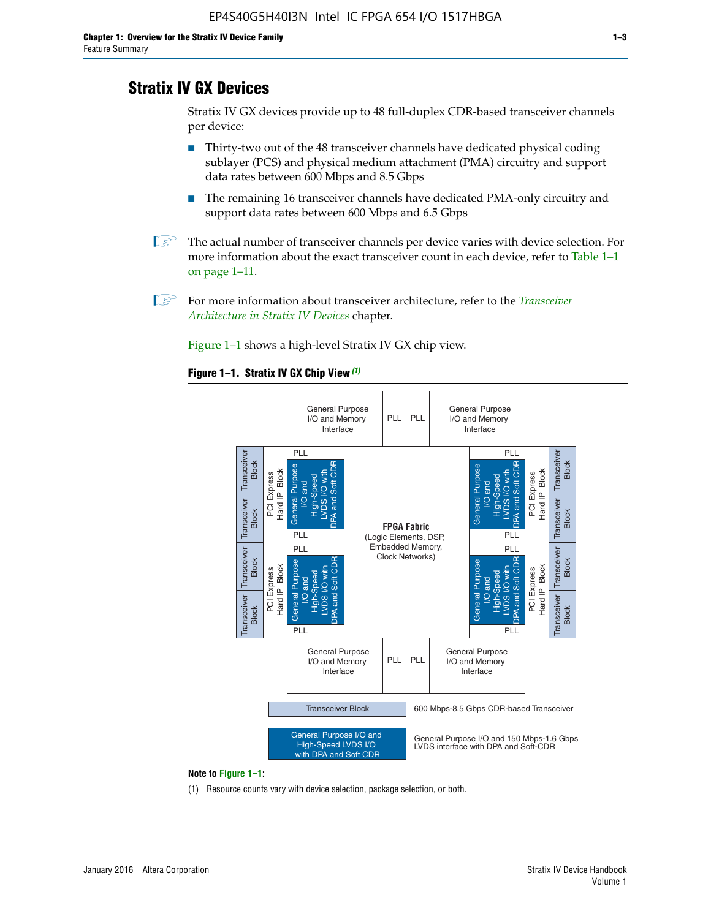## Stratix IV GX Devices

Stratix IV GX devices provide up to 48 full-duplex CDR-based transceiver channels per device:

- Thirty-two out of the 48 transceiver channels have dedicated physical coding sublayer (PCS) and physical medium attachment (PMA) circuitry and support data rates between 600 Mbps and 8.5 Gbps
- The remaining 16 transceiver channels have dedicated PMA-only circuitry and support data rates between 600 Mbps and 6.5 Gbps

The actual number of transceiver channels per device varies with device selection. For more information about the exact transceiver count in each device, refer to Table 1–1 on page 1–11.

For more information about transceiver architecture, refer to the *Transceiver Architecture in Stratix IV Devices* chapter.

Figure 1–1 shows a high-level Stratix IV GX chip view.

**Figure 1–1. Stratix IV GX Chip View** *(1)*

| | | General Purpose I/O and Memory Interface | PLL | PLL | General Purpose I/O and Memory Interface | | |
|---|---|---|---|---|---|---|---|
| Transceiver Block / Transceiver Block | PCI Express Hard IP Block | PLL / General Purpose I/O and High-Speed LVDS I/O with DPA and Soft CDR / PLL | FPGA Fabric (Logic Elements, DSP, Embedded Memory, Clock Networks) | | PLL / General Purpose I/O and High-Speed LVDS I/O with DPA and Soft CDR / PLL | PCI Express Hard IP Block | Transceiver Block / Transceiver Block |
| Transceiver Block / Transceiver Block | PCI Express Hard IP Block | PLL / General Purpose I/O and High-Speed LVDS I/O with DPA and Soft CDR / PLL | | | PLL / General Purpose I/O and High-Speed LVDS I/O with DPA and Soft CDR / PLL | PCI Express Hard IP Block | Transceiver Block / Transceiver Block |
| | | General Purpose I/O and Memory Interface | PLL | PLL | General Purpose I/O and Memory Interface | | |

Legend:

- Transceiver Block: 600 Mbps-8.5 Gbps CDR-based Transceiver
- General Purpose I/O and High-Speed LVDS I/O with DPA and Soft CDR: General Purpose I/O and 150 Mbps-1.6 Gbps LVDS interface with DPA and Soft-CDR

**Note to Figure 1–1:**

(1) Resource counts vary with device selection, package selection, or both.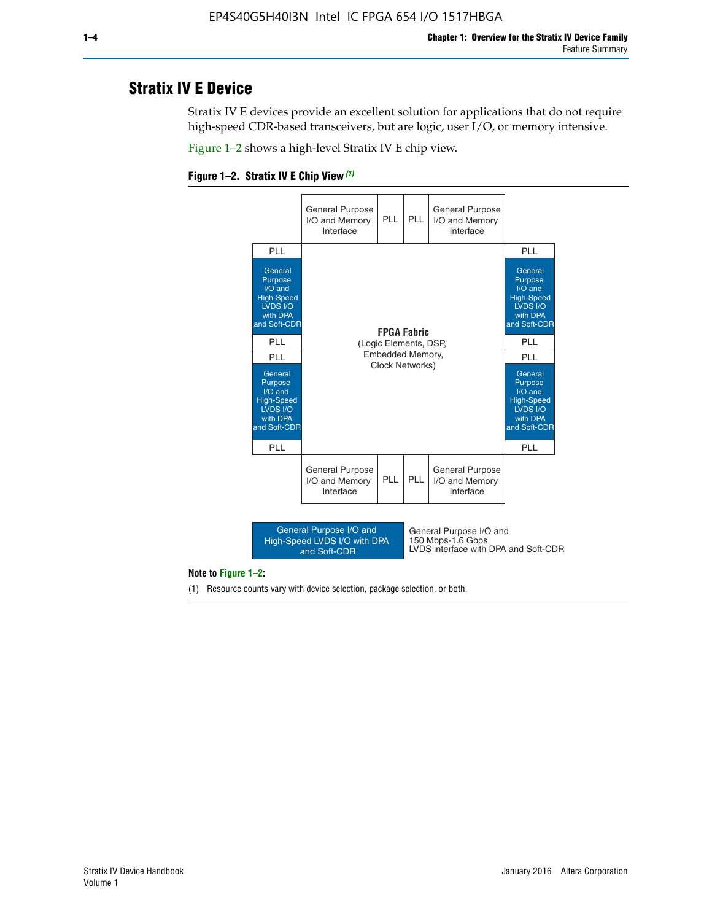## Stratix IV E Device

Stratix IV E devices provide an excellent solution for applications that do not require high-speed CDR-based transceivers, but are logic, user I/O, or memory intensive.

Figure 1–2 shows a high-level Stratix IV E chip view.

**Figure 1–2. Stratix IV E Chip View (1)**

| | General Purpose I/O and Memory Interface | PLL | PLL | General Purpose I/O and Memory Interface | |
|---|---|---|---|---|---|
| PLL | | | | | PLL |
| General Purpose I/O and High-Speed LVDS I/O with DPA and Soft-CDR | | | | | General Purpose I/O and High-Speed LVDS I/O with DPA and Soft-CDR |
| PLL | | **FPGA Fabric** (Logic Elements, DSP, Embedded Memory, Clock Networks) | | | PLL |
| PLL | | | | | PLL |
| General Purpose I/O and High-Speed LVDS I/O with DPA and Soft-CDR | | | | | General Purpose I/O and High-Speed LVDS I/O with DPA and Soft-CDR |
| PLL | | | | | PLL |
| | General Purpose I/O and Memory Interface | PLL | PLL | General Purpose I/O and Memory Interface | |

Legend: General Purpose I/O and High-Speed LVDS I/O with DPA and Soft-CDR — General Purpose I/O and 150 Mbps-1.6 Gbps LVDS interface with DPA and Soft-CDR

**Note to Figure 1–2:**

(1) Resource counts vary with device selection, package selection, or both.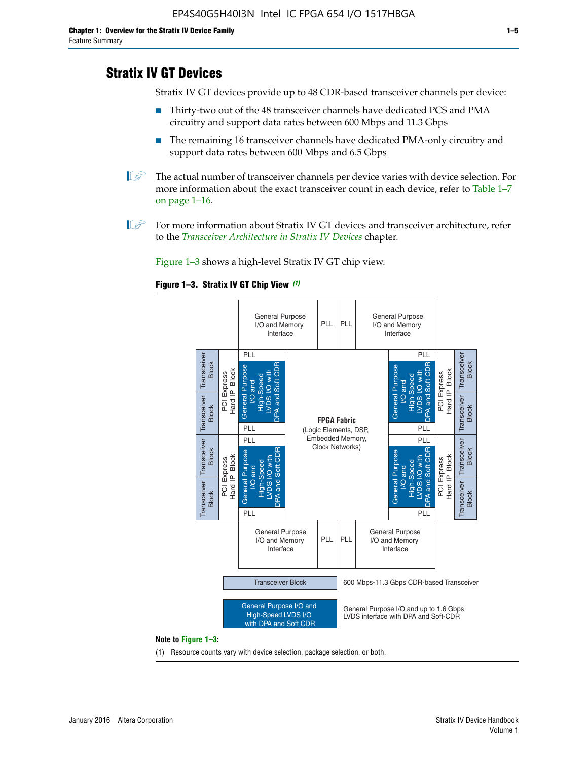## Stratix IV GT Devices

Stratix IV GT devices provide up to 48 CDR-based transceiver channels per device:

- Thirty-two out of the 48 transceiver channels have dedicated PCS and PMA circuitry and support data rates between 600 Mbps and 11.3 Gbps
- The remaining 16 transceiver channels have dedicated PMA-only circuitry and support data rates between 600 Mbps and 6.5 Gbps

The actual number of transceiver channels per device varies with device selection. For more information about the exact transceiver count in each device, refer to Table 1–7 on page 1–16.

For more information about Stratix IV GT devices and transceiver architecture, refer to the *Transceiver Architecture in Stratix IV Devices* chapter.

Figure 1–3 shows a high-level Stratix IV GT chip view.

**Figure 1–3. Stratix IV GT Chip View** *(1)*

General Purpose I/O and Memory Interface | PLL | PLL | General Purpose I/O and Memory Interface

Transceiver Block | PCI Express Hard IP Block | PLL | General Purpose I/O and High-Speed LVDS I/O with DPA and Soft CDR | PLL

**FPGA Fabric** (Logic Elements, DSP, Embedded Memory, Clock Networks)

Transceiver Block — 600 Mbps-11.3 Gbps CDR-based Transceiver

General Purpose I/O and High-Speed LVDS I/O with DPA and Soft CDR — General Purpose I/O and up to 1.6 Gbps LVDS interface with DPA and Soft-CDR

**Note to Figure 1–3:**

(1) Resource counts vary with device selection, package selection, or both.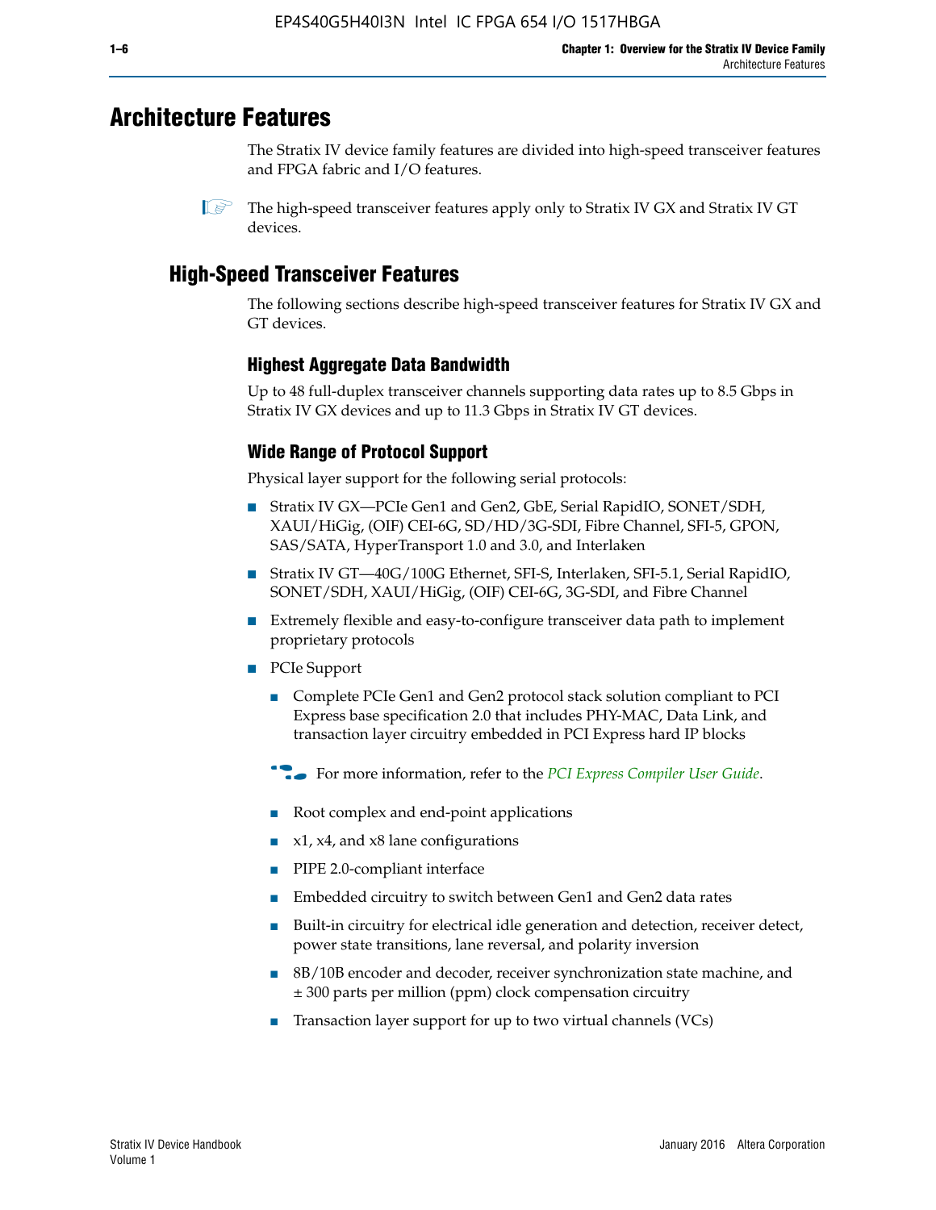# Architecture Features

The Stratix IV device family features are divided into high-speed transceiver features and FPGA fabric and I/O features.

The high-speed transceiver features apply only to Stratix IV GX and Stratix IV GT devices.

## High-Speed Transceiver Features

The following sections describe high-speed transceiver features for Stratix IV GX and GT devices.

### Highest Aggregate Data Bandwidth

Up to 48 full-duplex transceiver channels supporting data rates up to 8.5 Gbps in Stratix IV GX devices and up to 11.3 Gbps in Stratix IV GT devices.

### Wide Range of Protocol Support

Physical layer support for the following serial protocols:

- Stratix IV GX—PCIe Gen1 and Gen2, GbE, Serial RapidIO, SONET/SDH, XAUI/HiGig, (OIF) CEI-6G, SD/HD/3G-SDI, Fibre Channel, SFI-5, GPON, SAS/SATA, HyperTransport 1.0 and 3.0, and Interlaken
- Stratix IV GT—40G/100G Ethernet, SFI-S, Interlaken, SFI-5.1, Serial RapidIO, SONET/SDH, XAUI/HiGig, (OIF) CEI-6G, 3G-SDI, and Fibre Channel
- Extremely flexible and easy-to-configure transceiver data path to implement proprietary protocols
- PCIe Support
  - Complete PCIe Gen1 and Gen2 protocol stack solution compliant to PCI Express base specification 2.0 that includes PHY-MAC, Data Link, and transaction layer circuitry embedded in PCI Express hard IP blocks

  For more information, refer to the *PCI Express Compiler User Guide*.

  - Root complex and end-point applications
  - x1, x4, and x8 lane configurations
  - PIPE 2.0-compliant interface
  - Embedded circuitry to switch between Gen1 and Gen2 data rates
  - Built-in circuitry for electrical idle generation and detection, receiver detect, power state transitions, lane reversal, and polarity inversion
  - 8B/10B encoder and decoder, receiver synchronization state machine, and ± 300 parts per million (ppm) clock compensation circuitry
  - Transaction layer support for up to two virtual channels (VCs)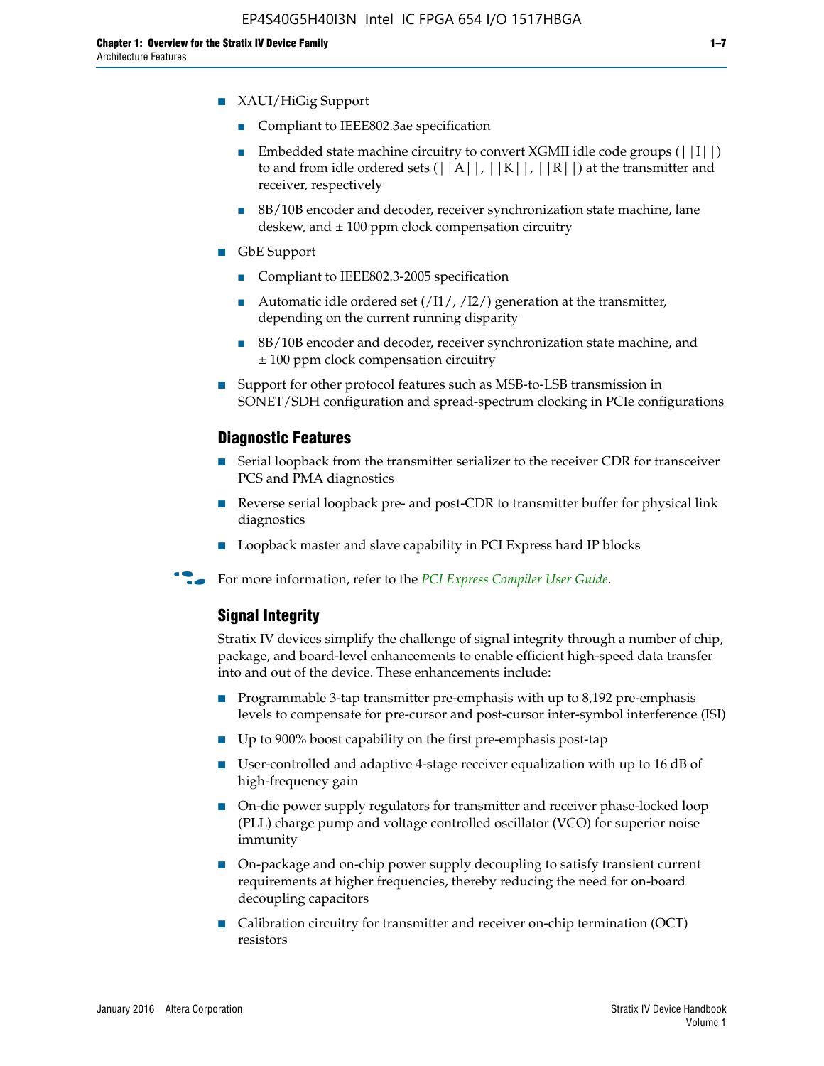- XAUI/HiGig Support
  - Compliant to IEEE802.3ae specification
  - Embedded state machine circuitry to convert XGMII idle code groups (||I||) to and from idle ordered sets (||A||, ||K||, ||R||) at the transmitter and receiver, respectively
  - 8B/10B encoder and decoder, receiver synchronization state machine, lane deskew, and ± 100 ppm clock compensation circuitry
- GbE Support
  - Compliant to IEEE802.3-2005 specification
  - Automatic idle ordered set (/I1/, /I2/) generation at the transmitter, depending on the current running disparity
  - 8B/10B encoder and decoder, receiver synchronization state machine, and ± 100 ppm clock compensation circuitry
- Support for other protocol features such as MSB-to-LSB transmission in SONET/SDH configuration and spread-spectrum clocking in PCIe configurations

### Diagnostic Features

- Serial loopback from the transmitter serializer to the receiver CDR for transceiver PCS and PMA diagnostics
- Reverse serial loopback pre- and post-CDR to transmitter buffer for physical link diagnostics
- Loopback master and slave capability in PCI Express hard IP blocks

For more information, refer to the *PCI Express Compiler User Guide*.

### Signal Integrity

Stratix IV devices simplify the challenge of signal integrity through a number of chip, package, and board-level enhancements to enable efficient high-speed data transfer into and out of the device. These enhancements include:

- Programmable 3-tap transmitter pre-emphasis with up to 8,192 pre-emphasis levels to compensate for pre-cursor and post-cursor inter-symbol interference (ISI)
- Up to 900% boost capability on the first pre-emphasis post-tap
- User-controlled and adaptive 4-stage receiver equalization with up to 16 dB of high-frequency gain
- On-die power supply regulators for transmitter and receiver phase-locked loop (PLL) charge pump and voltage controlled oscillator (VCO) for superior noise immunity
- On-package and on-chip power supply decoupling to satisfy transient current requirements at higher frequencies, thereby reducing the need for on-board decoupling capacitors
- Calibration circuitry for transmitter and receiver on-chip termination (OCT) resistors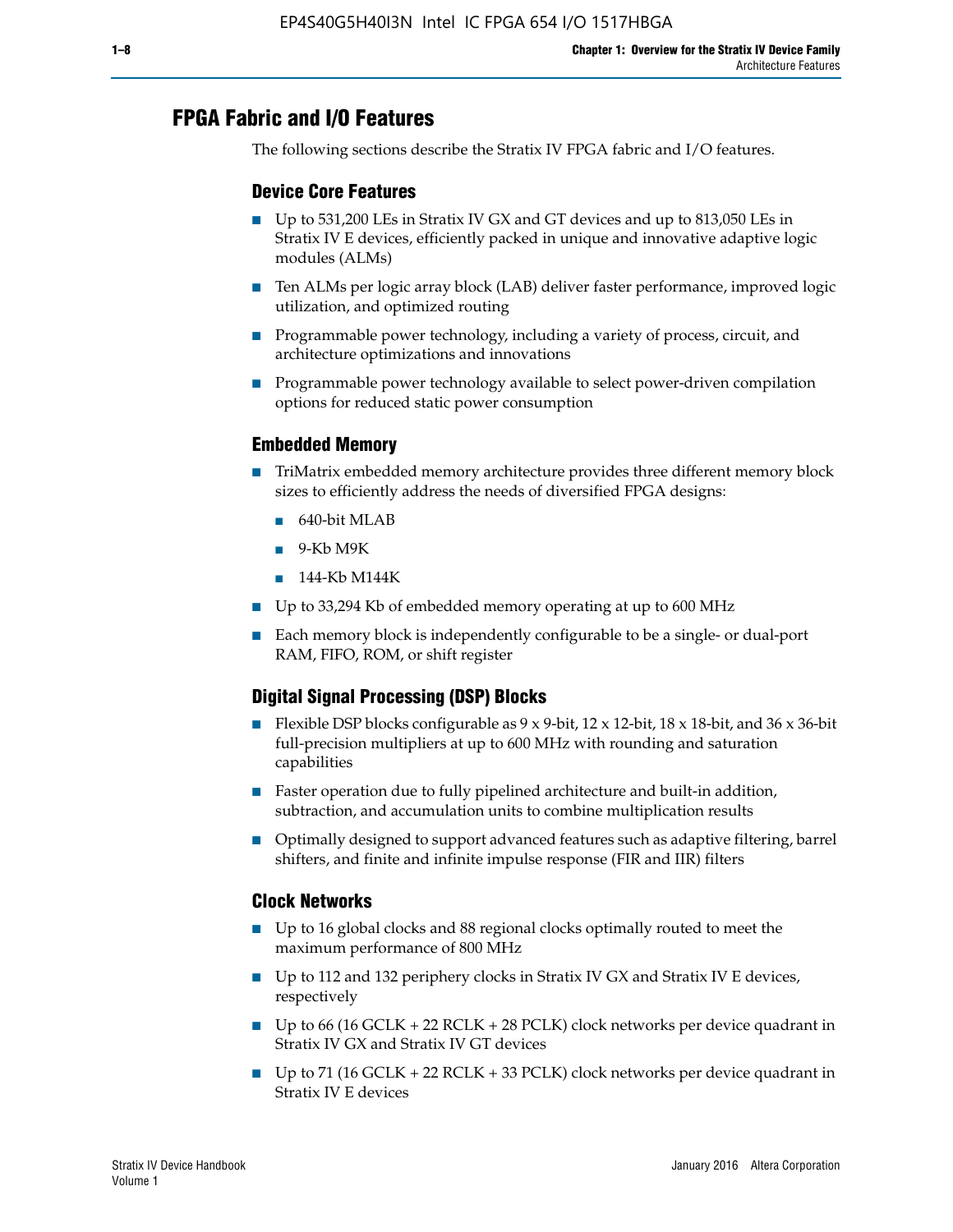# FPGA Fabric and I/O Features

The following sections describe the Stratix IV FPGA fabric and I/O features.

## Device Core Features

- Up to 531,200 LEs in Stratix IV GX and GT devices and up to 813,050 LEs in Stratix IV E devices, efficiently packed in unique and innovative adaptive logic modules (ALMs)
- Ten ALMs per logic array block (LAB) deliver faster performance, improved logic utilization, and optimized routing
- Programmable power technology, including a variety of process, circuit, and architecture optimizations and innovations
- Programmable power technology available to select power-driven compilation options for reduced static power consumption

## Embedded Memory

- TriMatrix embedded memory architecture provides three different memory block sizes to efficiently address the needs of diversified FPGA designs:
  - 640-bit MLAB
  - 9-Kb M9K
  - 144-Kb M144K
- Up to 33,294 Kb of embedded memory operating at up to 600 MHz
- Each memory block is independently configurable to be a single- or dual-port RAM, FIFO, ROM, or shift register

## Digital Signal Processing (DSP) Blocks

- Flexible DSP blocks configurable as 9 x 9-bit, 12 x 12-bit, 18 x 18-bit, and 36 x 36-bit full-precision multipliers at up to 600 MHz with rounding and saturation capabilities
- Faster operation due to fully pipelined architecture and built-in addition, subtraction, and accumulation units to combine multiplication results
- Optimally designed to support advanced features such as adaptive filtering, barrel shifters, and finite and infinite impulse response (FIR and IIR) filters

## Clock Networks

- Up to 16 global clocks and 88 regional clocks optimally routed to meet the maximum performance of 800 MHz
- Up to 112 and 132 periphery clocks in Stratix IV GX and Stratix IV E devices, respectively
- Up to 66 (16 GCLK + 22 RCLK + 28 PCLK) clock networks per device quadrant in Stratix IV GX and Stratix IV GT devices
- Up to 71 (16 GCLK + 22 RCLK + 33 PCLK) clock networks per device quadrant in Stratix IV E devices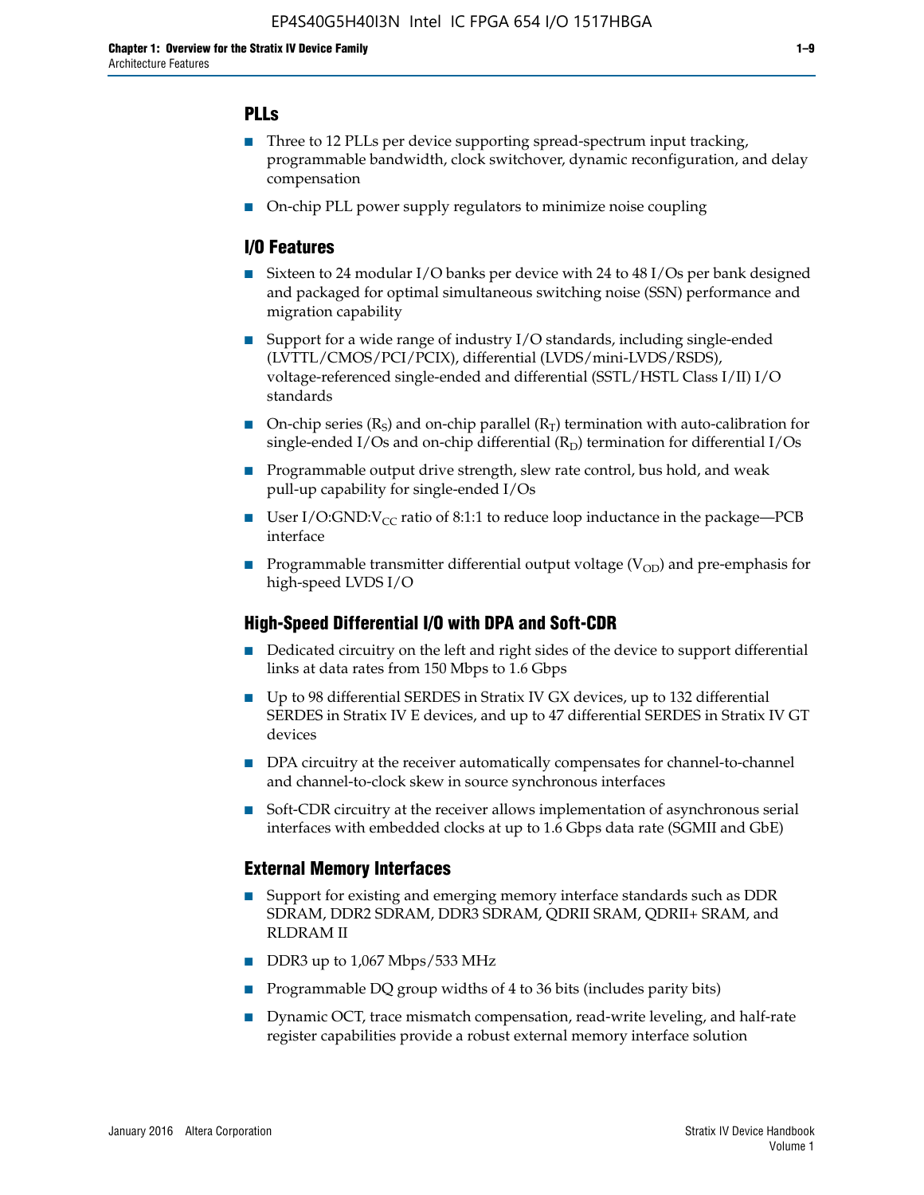## PLLs

- Three to 12 PLLs per device supporting spread-spectrum input tracking, programmable bandwidth, clock switchover, dynamic reconfiguration, and delay compensation
- On-chip PLL power supply regulators to minimize noise coupling

## I/O Features

- Sixteen to 24 modular I/O banks per device with 24 to 48 I/Os per bank designed and packaged for optimal simultaneous switching noise (SSN) performance and migration capability
- Support for a wide range of industry I/O standards, including single-ended (LVTTL/CMOS/PCI/PCIX), differential (LVDS/mini-LVDS/RSDS), voltage-referenced single-ended and differential (SSTL/HSTL Class I/II) I/O standards
- On-chip series ($R_S$) and on-chip parallel ($R_T$) termination with auto-calibration for single-ended I/Os and on-chip differential ($R_D$) termination for differential I/Os
- Programmable output drive strength, slew rate control, bus hold, and weak pull-up capability for single-ended I/Os
- User I/O:GND:$V_{CC}$ ratio of 8:1:1 to reduce loop inductance in the package—PCB interface
- Programmable transmitter differential output voltage ($V_{OD}$) and pre-emphasis for high-speed LVDS I/O

## High-Speed Differential I/O with DPA and Soft-CDR

- Dedicated circuitry on the left and right sides of the device to support differential links at data rates from 150 Mbps to 1.6 Gbps
- Up to 98 differential SERDES in Stratix IV GX devices, up to 132 differential SERDES in Stratix IV E devices, and up to 47 differential SERDES in Stratix IV GT devices
- DPA circuitry at the receiver automatically compensates for channel-to-channel and channel-to-clock skew in source synchronous interfaces
- Soft-CDR circuitry at the receiver allows implementation of asynchronous serial interfaces with embedded clocks at up to 1.6 Gbps data rate (SGMII and GbE)

## External Memory Interfaces

- Support for existing and emerging memory interface standards such as DDR SDRAM, DDR2 SDRAM, DDR3 SDRAM, QDRII SRAM, QDRII+ SRAM, and RLDRAM II
- DDR3 up to 1,067 Mbps/533 MHz
- Programmable DQ group widths of 4 to 36 bits (includes parity bits)
- Dynamic OCT, trace mismatch compensation, read-write leveling, and half-rate register capabilities provide a robust external memory interface solution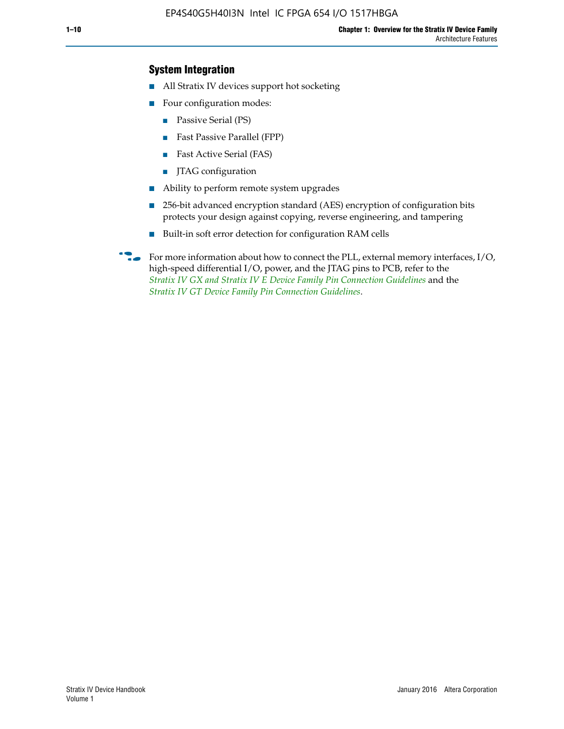### System Integration

- All Stratix IV devices support hot socketing
- Four configuration modes:
  - Passive Serial (PS)
  - Fast Passive Parallel (FPP)
  - Fast Active Serial (FAS)
  - JTAG configuration
- Ability to perform remote system upgrades
- 256-bit advanced encryption standard (AES) encryption of configuration bits protects your design against copying, reverse engineering, and tampering
- Built-in soft error detection for configuration RAM cells

For more information about how to connect the PLL, external memory interfaces, I/O, high-speed differential I/O, power, and the JTAG pins to PCB, refer to the *Stratix IV GX and Stratix IV E Device Family Pin Connection Guidelines* and the *Stratix IV GT Device Family Pin Connection Guidelines*.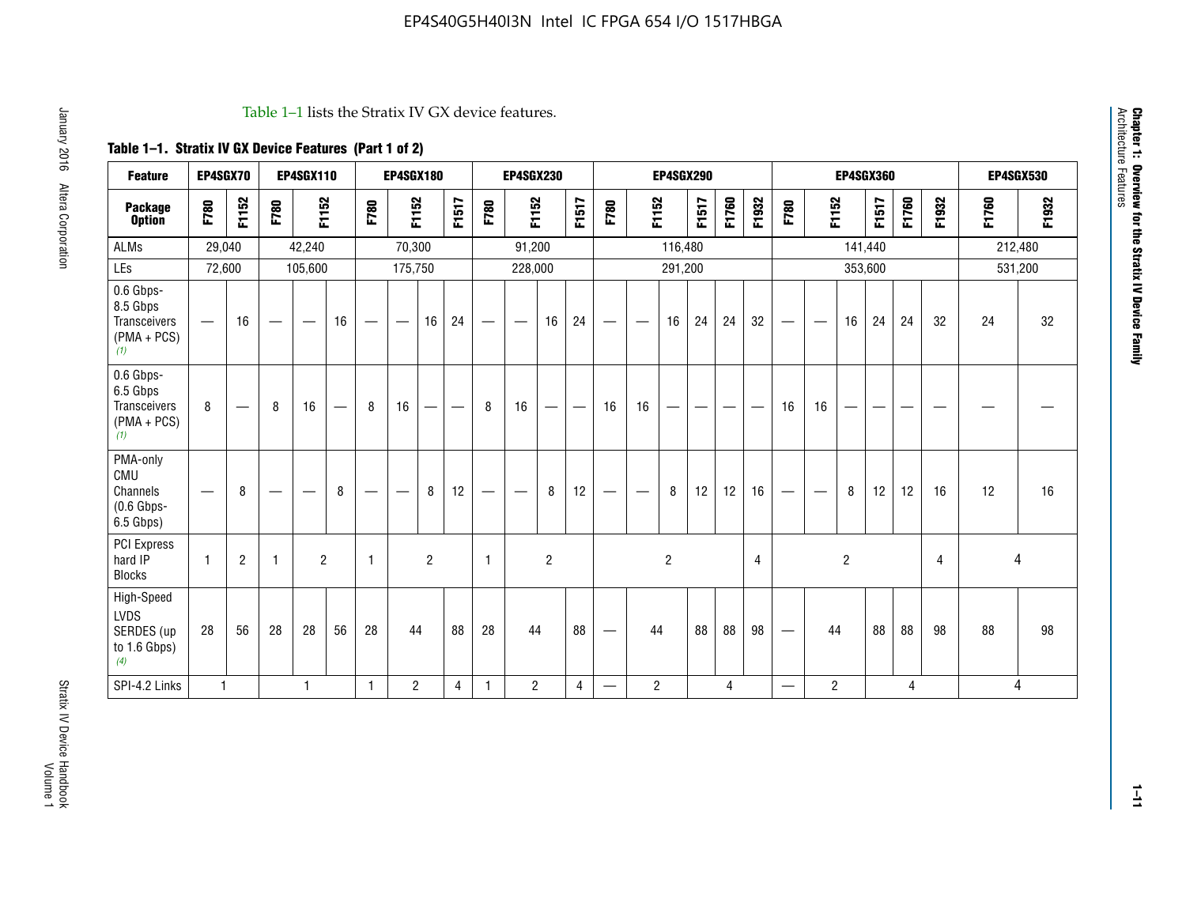Table 1–1 lists the Stratix IV GX device features.

**Table 1–1. Stratix IV GX Device Features (Part 1 of 2)**

| Feature | EP4SGX70 | | EP4SGX110 | | | EP4SGX180 | | | | EP4SGX230 | | | | EP4SGX290 | | | | | | EP4SGX360 | | | | | | EP4SGX530 | |
|---|---|---|---|---|---|---|---|---|---|---|---|---|---|---|---|---|---|---|---|---|---|---|---|---|---|---|---|
| **Package Option** | F780 | F1152 | F780 | F1152 | | F780 | F1152 | | F1517 | F780 | F1152 | | F1517 | F780 | F1152 | | F1517 | F1760 | F1932 | F780 | F1152 | | F1517 | F1760 | F1932 | F1760 | F1932 |
| ALMs | 29,040 | | 42,240 | | | 70,300 | | | | 91,200 | | | | 116,480 | | | | | | 141,440 | | | | | | 212,480 | |
| LEs | 72,600 | | 105,600 | | | 175,750 | | | | 228,000 | | | | 291,200 | | | | | | 353,600 | | | | | | 531,200 | |
| 0.6 Gbps-8.5 Gbps Transceivers (PMA + PCS) *(1)* | — | 16 | — | — | 16 | — | — | 16 | 24 | — | — | 16 | 24 | — | — | 16 | 24 | 24 | 32 | — | — | 16 | 24 | 24 | 32 | 24 | 32 |
| 0.6 Gbps-6.5 Gbps Transceivers (PMA + PCS) *(1)* | 8 | — | 8 | 16 | — | 8 | 16 | — | — | 8 | 16 | — | — | 16 | 16 | — | — | — | — | 16 | 16 | — | — | — | — | — | — |
| PMA-only CMU Channels (0.6 Gbps-6.5 Gbps) | — | 8 | — | — | 8 | — | — | 8 | 12 | — | — | 8 | 12 | — | — | 8 | 12 | 12 | 16 | — | — | 8 | 12 | 12 | 16 | 12 | 16 |
| PCI Express hard IP Blocks | 1 | 2 | 1 | 2 | | 1 | 2 | | | 1 | 2 | | | 2 | | | | | 4 | 2 | | | | | 4 | 4 | |
| High-Speed LVDS SERDES (up to 1.6 Gbps) *(4)* | 28 | 56 | 28 | 28 | 56 | 28 | 44 | | 88 | 28 | 44 | | 88 | — | 44 | | 88 | 88 | 98 | — | 44 | | 88 | 88 | 98 | 88 | 98 |
| SPI-4.2 Links | 1 | | 1 | | | 1 | 2 | | 4 | 1 | 2 | | 4 | — | 2 | | 4 | | | — | 2 | | 4 | | | 4 | |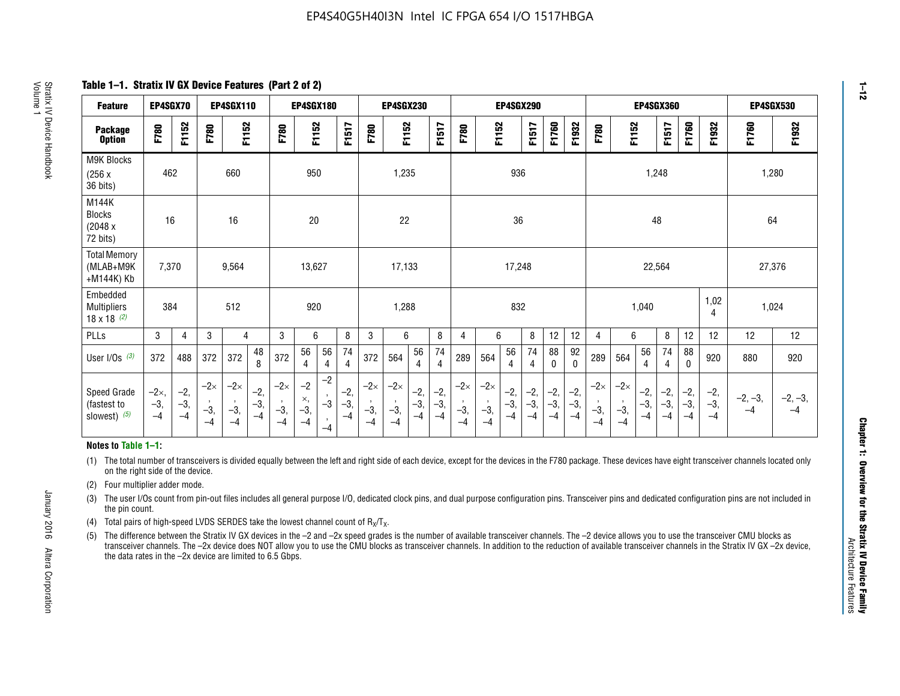**Table 1–1. Stratix IV GX Device Features (Part 2 of 2)**

| Feature | EP4SGX70 | | EP4SGX110 | | | EP4SGX180 | | | | EP4SGX230 | | | | EP4SGX290 | | | | | | EP4SGX360 | | | | | | EP4SGX530 | |
|---|---|---|---|---|---|---|---|---|---|---|---|---|---|---|---|---|---|---|---|---|---|---|---|---|---|---|---|
| Package Option | F780 | F1152 | F780 | F1152 | | F780 | F1152 | | F1517 | F780 | F1152 | | F1517 | F780 | F1152 | | F1517 | F1760 | F1932 | F780 | F1152 | | F1517 | F1760 | F1932 | F1760 | F1932 |
| M9K Blocks (256 x 36 bits) | 462 | | 660 | | | 950 | | | | 1,235 | | | | 936 | | | | | | 1,248 | | | | | | 1,280 | |
| M144K Blocks (2048 x 72 bits) | 16 | | 16 | | | 20 | | | | 22 | | | | 36 | | | | | | 48 | | | | | | 64 | |
| Total Memory (MLAB+M9K +M144K) Kb | 7,370 | | 9,564 | | | 13,627 | | | | 17,133 | | | | 17,248 | | | | | | 22,564 | | | | | | 27,376 | |
| Embedded Multipliers 18 x 18 (2) | 384 | | 512 | | | 920 | | | | 1,288 | | | | 832 | | | | | | 1,040 | | | | | 1,024 | 1,024 | |
| PLLs | 3 | 4 | 3 | 4 | | 3 | 6 | | 8 | 3 | 6 | | 8 | 4 | 6 | | 8 | 12 | 12 | 4 | 6 | | 8 | 12 | 12 | 12 | 12 |
| User I/Os (3) | 372 | 488 | 372 | 372 | 488 | 372 | 564 | 564 | 744 | 372 | 564 | 564 | 744 | 289 | 564 | 564 | 744 | 880 | 920 | 289 | 564 | 564 | 744 | 880 | 920 | 880 | 920 |
| Speed Grade (fastest to slowest) (5) | –2×, –3, –4 | –2, –3, –4 | –2×, –3, –4 | –2×, –3, –4 | –2, –3, –4 | –2×, –3, –4 | –2×, –3, –4 | –2, –3, –4 | –2, –3, –4 | –2×, –3, –4 | –2×, –3, –4 | –2, –3, –4 | –2, –3, –4 | –2×, –3, –4 | –2×, –3, –4 | –2, –3, –4 | –2, –3, –4 | –2, –3, –4 | –2, –3, –4 | –2×, –3, –4 | –2×, –3, –4 | –2, –3, –4 | –2, –3, –4 | –2, –3, –4 | –2, –3, –4 | –2, –3, –4 | –2, –3, –4 |

**Notes to Table 1–1:**

(1) The total number of transceivers is divided equally between the left and right side of each device, except for the devices in the F780 package. These devices have eight transceiver channels located only on the right side of the device.

(2) Four multiplier adder mode.

(3) The user I/Os count from pin-out files includes all general purpose I/O, dedicated clock pins, and dual purpose configuration pins. Transceiver pins and dedicated configuration pins are not included in the pin count.

(4) Total pairs of high-speed LVDS SERDES take the lowest channel count of $R_X/T_X$.

(5) The difference between the Stratix IV GX devices in the –2 and –2x speed grades is the number of available transceiver channels. The –2 device allows you to use the transceiver CMU blocks as transceiver channels. The –2x device does NOT allow you to use the CMU blocks as transceiver channels. In addition to the reduction of available transceiver channels in the Stratix IV GX –2x device, the data rates in the –2x device are limited to 6.5 Gbps.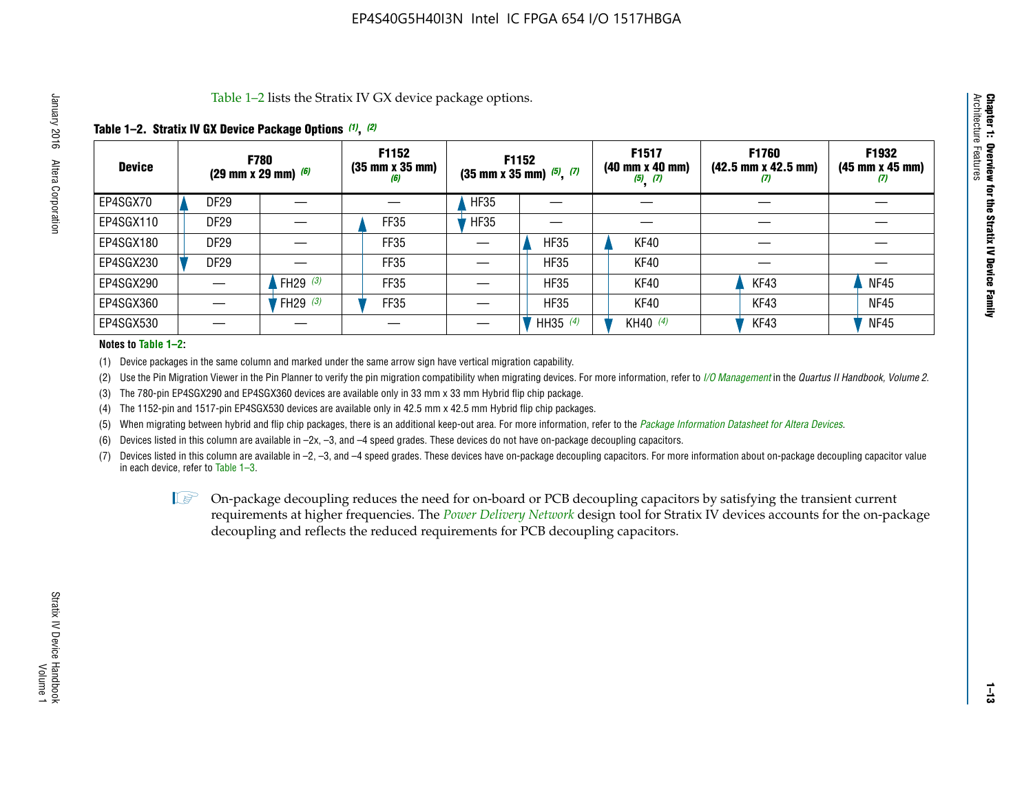Table 1–2 lists the Stratix IV GX device package options.

**Table 1–2. Stratix IV GX Device Package Options (1), (2)**

| Device | F780 (29 mm x 29 mm) (6) | | F1152 (35 mm x 35 mm) (6) | F1152 (35 mm x 35 mm) (5), (7) | | F1517 (40 mm x 40 mm) (5), (7) | F1760 (42.5 mm x 42.5 mm) (7) | F1932 (45 mm x 45 mm) (7) |
|---|---|---|---|---|---|---|---|---|
| EP4SGX70 | DF29 | — | — | HF35 | — | — | — | — |
| EP4SGX110 | DF29 | — | FF35 | HF35 | — | — | — | — |
| EP4SGX180 | DF29 | — | FF35 | — | HF35 | KF40 | — | — |
| EP4SGX230 | DF29 | — | FF35 | — | HF35 | KF40 | — | — |
| EP4SGX290 | — | FH29 (3) | FF35 | — | HF35 | KF40 | KF43 | NF45 |
| EP4SGX360 | — | FH29 (3) | FF35 | — | HF35 | KF40 | KF43 | NF45 |
| EP4SGX530 | — | — | — | — | HH35 (4) | KH40 (4) | KF43 | NF45 |

**Notes to Table 1–2:**

(1) Device packages in the same column and marked under the same arrow sign have vertical migration capability.

(2) Use the Pin Migration Viewer in the Pin Planner to verify the pin migration compatibility when migrating devices. For more information, refer to *I/O Management* in the *Quartus II Handbook, Volume 2*.

(3) The 780-pin EP4SGX290 and EP4SGX360 devices are available only in 33 mm x 33 mm Hybrid flip chip package.

(4) The 1152-pin and 1517-pin EP4SGX530 devices are available only in 42.5 mm x 42.5 mm Hybrid flip chip packages.

(5) When migrating between hybrid and flip chip packages, there is an additional keep-out area. For more information, refer to the *Package Information Datasheet for Altera Devices*.

(6) Devices listed in this column are available in –2x, –3, and –4 speed grades. These devices do not have on-package decoupling capacitors.

(7) Devices listed in this column are available in –2, –3, and –4 speed grades. These devices have on-package decoupling capacitors. For more information about on-package decoupling capacitor value in each device, refer to Table 1–3.

On-package decoupling reduces the need for on-board or PCB decoupling capacitors by satisfying the transient current requirements at higher frequencies. The *Power Delivery Network* design tool for Stratix IV devices accounts for the on-package decoupling and reflects the reduced requirements for PCB decoupling capacitors.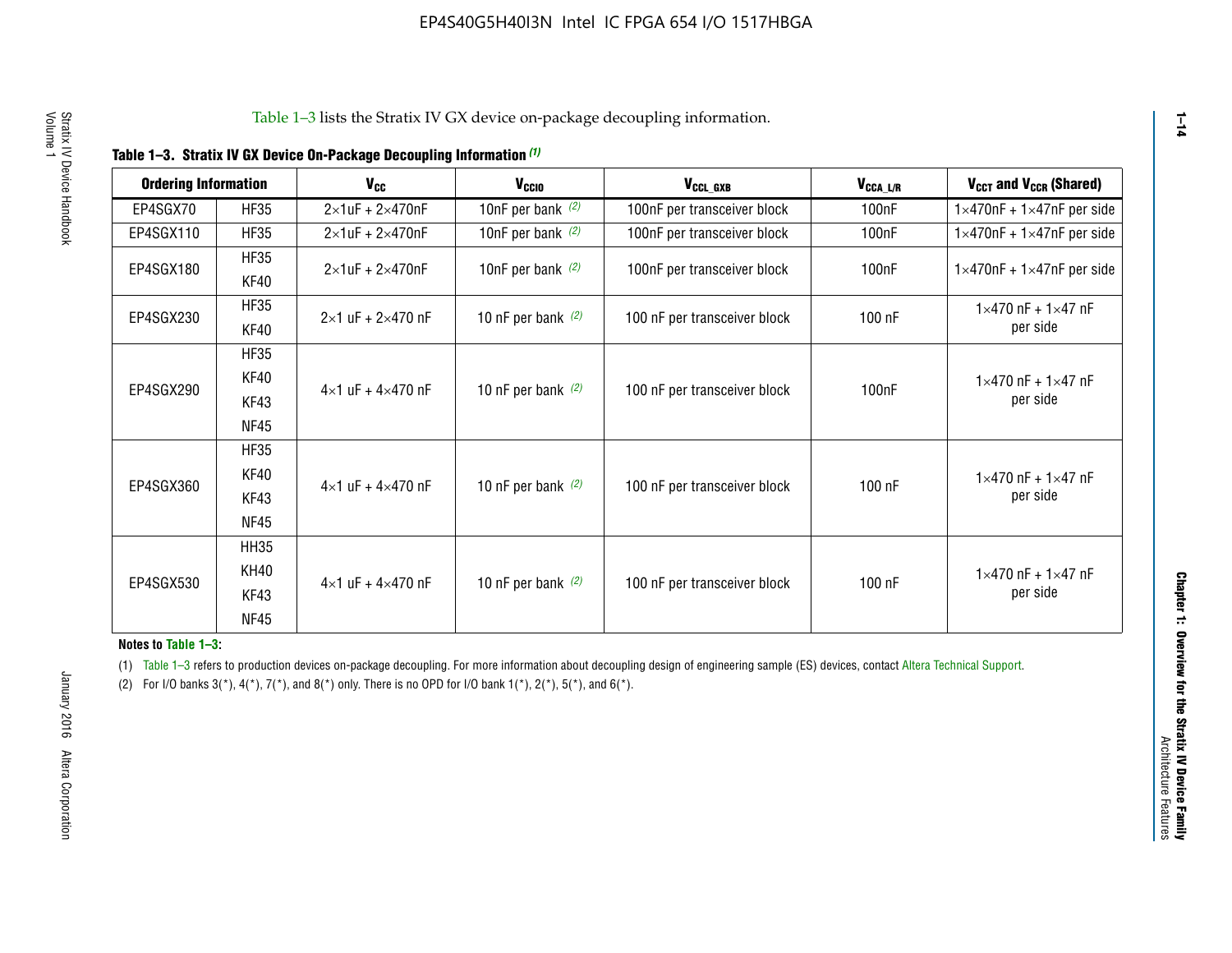Table 1–3 lists the Stratix IV GX device on-package decoupling information.

**Table 1–3. Stratix IV GX Device On-Package Decoupling Information (1)**

| Ordering Information | | $V_{CC}$ | $V_{CCIO}$ | $V_{CCL\_GXB}$ | $V_{CCA\_L/R}$ | $V_{CCT}$ and $V_{CCR}$ (Shared) |
|---|---|---|---|---|---|---|
| EP4SGX70 | HF35 | 2×1uF + 2×470nF | 10nF per bank (2) | 100nF per transceiver block | 100nF | 1×470nF + 1×47nF per side |
| EP4SGX110 | HF35 | 2×1uF + 2×470nF | 10nF per bank (2) | 100nF per transceiver block | 100nF | 1×470nF + 1×47nF per side |
| EP4SGX180 | HF35<br>KF40 | 2×1uF + 2×470nF | 10nF per bank (2) | 100nF per transceiver block | 100nF | 1×470nF + 1×47nF per side |
| EP4SGX230 | HF35<br>KF40 | 2×1 uF + 2×470 nF | 10 nF per bank (2) | 100 nF per transceiver block | 100 nF | 1×470 nF + 1×47 nF per side |
| EP4SGX290 | HF35<br>KF40<br>KF43<br>NF45 | 4×1 uF + 4×470 nF | 10 nF per bank (2) | 100 nF per transceiver block | 100nF | 1×470 nF + 1×47 nF per side |
| EP4SGX360 | HF35<br>KF40<br>KF43<br>NF45 | 4×1 uF + 4×470 nF | 10 nF per bank (2) | 100 nF per transceiver block | 100 nF | 1×470 nF + 1×47 nF per side |
| EP4SGX530 | HH35<br>KH40<br>KF43<br>NF45 | 4×1 uF + 4×470 nF | 10 nF per bank (2) | 100 nF per transceiver block | 100 nF | 1×470 nF + 1×47 nF per side |

**Notes to Table 1–3:**

(1) Table 1–3 refers to production devices on-package decoupling. For more information about decoupling design of engineering sample (ES) devices, contact Altera Technical Support.

(2) For I/O banks 3(*), 4(*), 7(*), and 8(*) only. There is no OPD for I/O bank 1(*), 2(*), 5(*), and 6(*).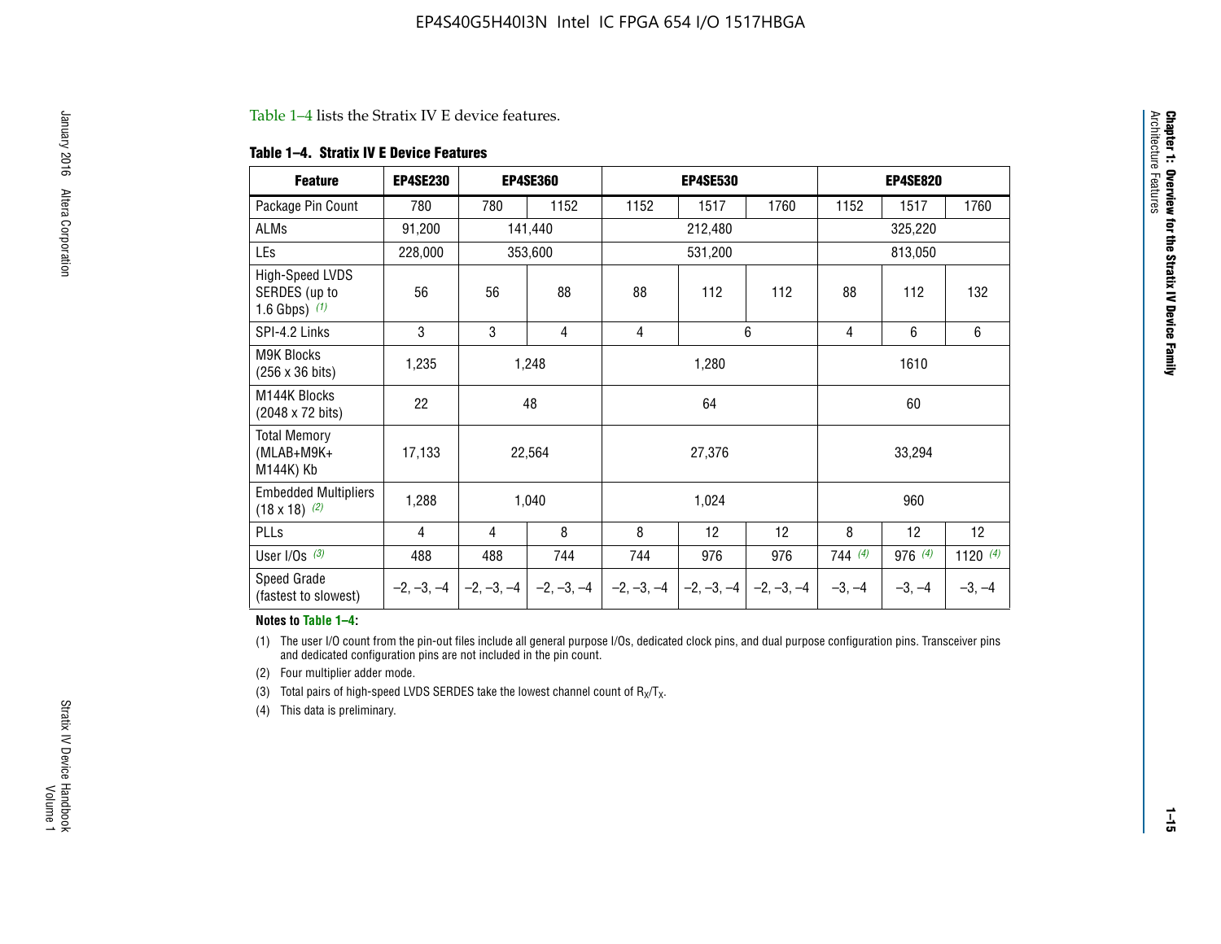Table 1–4 lists the Stratix IV E device features.

**Table 1–4. Stratix IV E Device Features**

| Feature | EP4SE230 | EP4SE360 | | EP4SE530 | | | EP4SE820 | | |
|---|---|---|---|---|---|---|---|---|---|
| Package Pin Count | 780 | 780 | 1152 | 1152 | 1517 | 1760 | 1152 | 1517 | 1760 |
| ALMs | 91,200 | 141,440 | | 212,480 | | | 325,220 | | |
| LEs | 228,000 | 353,600 | | 531,200 | | | 813,050 | | |
| High-Speed LVDS SERDES (up to 1.6 Gbps) (1) | 56 | 56 | 88 | 88 | 112 | 112 | 88 | 112 | 132 |
| SPI-4.2 Links | 3 | 3 | 4 | 4 | 6 | | 4 | 6 | 6 |
| M9K Blocks (256 x 36 bits) | 1,235 | 1,248 | | 1,280 | | | 1610 | | |
| M144K Blocks (2048 x 72 bits) | 22 | 48 | | 64 | | | 60 | | |
| Total Memory (MLAB+M9K+ M144K) Kb | 17,133 | 22,564 | | 27,376 | | | 33,294 | | |
| Embedded Multipliers (18 x 18) (2) | 1,288 | 1,040 | | 1,024 | | | 960 | | |
| PLLs | 4 | 4 | 8 | 8 | 12 | 12 | 8 | 12 | 12 |
| User I/Os (3) | 488 | 488 | 744 | 744 | 976 | 976 | 744 (4) | 976 (4) | 1120 (4) |
| Speed Grade (fastest to slowest) | –2, –3, –4 | –2, –3, –4 | –2, –3, –4 | –2, –3, –4 | –2, –3, –4 | –2, –3, –4 | –3, –4 | –3, –4 | –3, –4 |

**Notes to Table 1–4:**

(1) The user I/O count from the pin-out files include all general purpose I/Os, dedicated clock pins, and dual purpose configuration pins. Transceiver pins and dedicated configuration pins are not included in the pin count.

(2) Four multiplier adder mode.

(3) Total pairs of high-speed LVDS SERDES take the lowest channel count of $R_X/T_X$.

(4) This data is preliminary.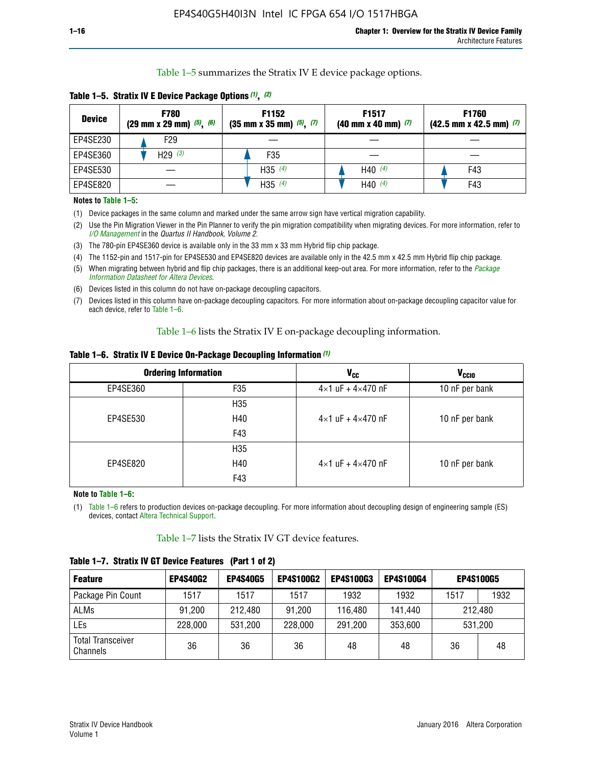Table 1–5 summarizes the Stratix IV E device package options.

**Table 1–5. Stratix IV E Device Package Options (1), (2)**

| Device | F780 (29 mm x 29 mm) (5), (6) | F1152 (35 mm x 35 mm) (5), (7) | F1517 (40 mm x 40 mm) (7) | F1760 (42.5 mm x 42.5 mm) (7) |
|---|---|---|---|---|
| EP4SE230 | F29 | — | — | — |
| EP4SE360 | H29 (3) | F35 | — | — |
| EP4SE530 | — | H35 (4) | H40 (4) | F43 |
| EP4SE820 | — | H35 (4) | H40 (4) | F43 |

**Notes to Table 1–5:**

(1) Device packages in the same column and marked under the same arrow sign have vertical migration capability.

(2) Use the Pin Migration Viewer in the Pin Planner to verify the pin migration compatibility when migrating devices. For more information, refer to *I/O Management* in the *Quartus II Handbook, Volume 2*.

(3) The 780-pin EP4SE360 device is available only in the 33 mm x 33 mm Hybrid flip chip package.

(4) The 1152-pin and 1517-pin for EP4SE530 and EP4SE820 devices are available only in the 42.5 mm x 42.5 mm Hybrid flip chip package.

(5) When migrating between hybrid and flip chip packages, there is an additional keep-out area. For more information, refer to the *Package Information Datasheet for Altera Devices*.

(6) Devices listed in this column do not have on-package decoupling capacitors.

(7) Devices listed in this column have on-package decoupling capacitors. For more information about on-package decoupling capacitor value for each device, refer to Table 1–6.

Table 1–6 lists the Stratix IV E on-package decoupling information.

**Table 1–6. Stratix IV E Device On-Package Decoupling Information (1)**

| Ordering Information | | $V_{CC}$ | $V_{CCIO}$ |
|---|---|---|---|
| EP4SE360 | F35 | 4×1 uF + 4×470 nF | 10 nF per bank |
| EP4SE530 | H35 | 4×1 uF + 4×470 nF | 10 nF per bank |
| | H40 | | |
| | F43 | | |
| EP4SE820 | H35 | 4×1 uF + 4×470 nF | 10 nF per bank |
| | H40 | | |
| | F43 | | |

**Note to Table 1–6:**

(1) Table 1–6 refers to production devices on-package decoupling. For more information about decoupling design of engineering sample (ES) devices, contact Altera Technical Support.

Table 1–7 lists the Stratix IV GT device features.

**Table 1–7. Stratix IV GT Device Features (Part 1 of 2)**

| Feature | EP4S40G2 | EP4S40G5 | EP4S100G2 | EP4S100G3 | EP4S100G4 | EP4S100G5 | |
|---|---|---|---|---|---|---|---|
| Package Pin Count | 1517 | 1517 | 1517 | 1932 | 1932 | 1517 | 1932 |
| ALMs | 91,200 | 212,480 | 91,200 | 116,480 | 141,440 | 212,480 | |
| LEs | 228,000 | 531,200 | 228,000 | 291,200 | 353,600 | 531,200 | |
| Total Transceiver Channels | 36 | 36 | 36 | 48 | 48 | 36 | 48 |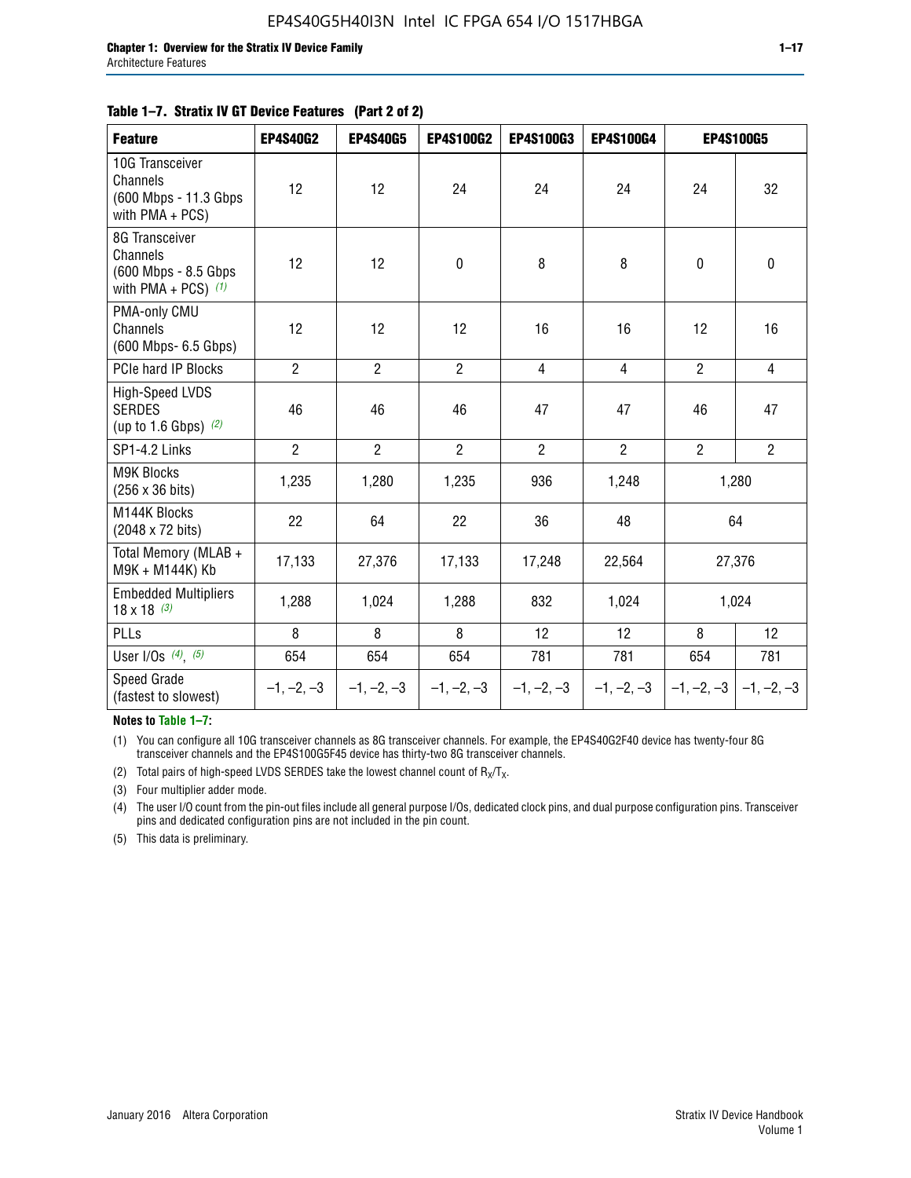**Table 1–7. Stratix IV GT Device Features (Part 2 of 2)**

| Feature | EP4S40G2 | EP4S40G5 | EP4S100G2 | EP4S100G3 | EP4S100G4 | EP4S100G5 | |
|---|---|---|---|---|---|---|---|
| 10G Transceiver Channels (600 Mbps - 11.3 Gbps with PMA + PCS) | 12 | 12 | 24 | 24 | 24 | 24 | 32 |
| 8G Transceiver Channels (600 Mbps - 8.5 Gbps with PMA + PCS) *(1)* | 12 | 12 | 0 | 8 | 8 | 0 | 0 |
| PMA-only CMU Channels (600 Mbps- 6.5 Gbps) | 12 | 12 | 12 | 16 | 16 | 12 | 16 |
| PCIe hard IP Blocks | 2 | 2 | 2 | 4 | 4 | 2 | 4 |
| High-Speed LVDS SERDES (up to 1.6 Gbps) *(2)* | 46 | 46 | 46 | 47 | 47 | 46 | 47 |
| SP1-4.2 Links | 2 | 2 | 2 | 2 | 2 | 2 | 2 |
| M9K Blocks (256 x 36 bits) | 1,235 | 1,280 | 1,235 | 936 | 1,248 | 1,280 | |
| M144K Blocks (2048 x 72 bits) | 22 | 64 | 22 | 36 | 48 | 64 | |
| Total Memory (MLAB + M9K + M144K) Kb | 17,133 | 27,376 | 17,133 | 17,248 | 22,564 | 27,376 | |
| Embedded Multipliers 18 x 18 *(3)* | 1,288 | 1,024 | 1,288 | 832 | 1,024 | 1,024 | |
| PLLs | 8 | 8 | 8 | 12 | 12 | 8 | 12 |
| User I/Os *(4)*, *(5)* | 654 | 654 | 654 | 781 | 781 | 654 | 781 |
| Speed Grade (fastest to slowest) | –1, –2, –3 | –1, –2, –3 | –1, –2, –3 | –1, –2, –3 | –1, –2, –3 | –1, –2, –3 | –1, –2, –3 |

**Notes to Table 1–7:**

(1) You can configure all 10G transceiver channels as 8G transceiver channels. For example, the EP4S40G2F40 device has twenty-four 8G transceiver channels and the EP4S100G5F45 device has thirty-two 8G transceiver channels.

(2) Total pairs of high-speed LVDS SERDES take the lowest channel count of $R_X/T_X$.

(3) Four multiplier adder mode.

(4) The user I/O count from the pin-out files include all general purpose I/Os, dedicated clock pins, and dual purpose configuration pins. Transceiver pins and dedicated configuration pins are not included in the pin count.

(5) This data is preliminary.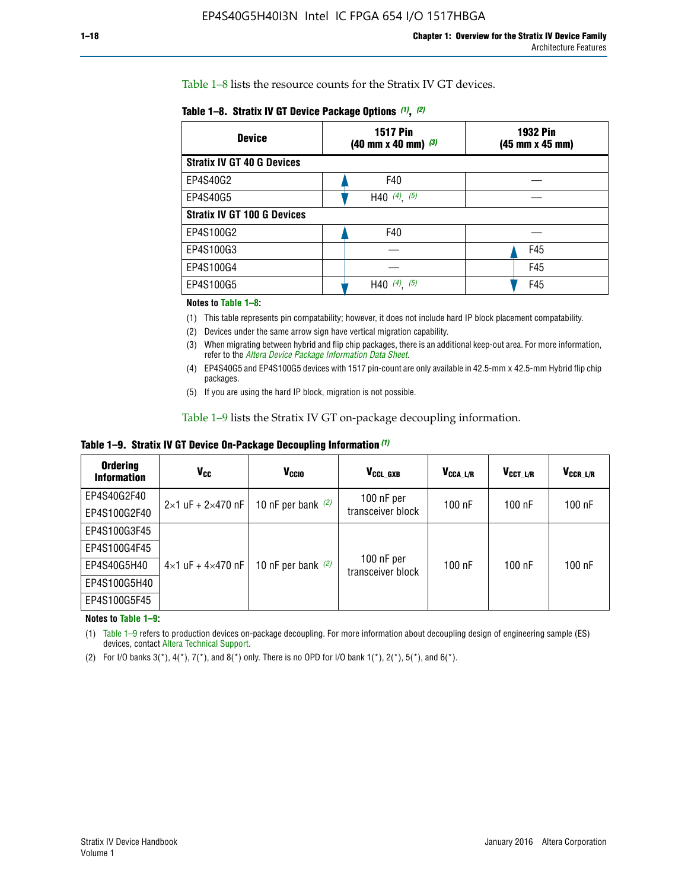Table 1–8 lists the resource counts for the Stratix IV GT devices.

**Table 1–8. Stratix IV GT Device Package Options (1), (2)**

| Device | 1517 Pin (40 mm x 40 mm) (3) | 1932 Pin (45 mm x 45 mm) |
|---|---|---|
| **Stratix IV GT 40 G Devices** | | |
| EP4S40G2 | F40 | — |
| EP4S40G5 | H40 (4), (5) | — |
| **Stratix IV GT 100 G Devices** | | |
| EP4S100G2 | F40 | — |
| EP4S100G3 | — | F45 |
| EP4S100G4 | — | F45 |
| EP4S100G5 | H40 (4), (5) | F45 |

**Notes to Table 1–8:**

(1) This table represents pin compatability; however, it does not include hard IP block placement compatability.

(2) Devices under the same arrow sign have vertical migration capability.

(3) When migrating between hybrid and flip chip packages, there is an additional keep-out area. For more information, refer to the *Altera Device Package Information Data Sheet*.

(4) EP4S40G5 and EP4S100G5 devices with 1517 pin-count are only available in 42.5-mm x 42.5-mm Hybrid flip chip packages.

(5) If you are using the hard IP block, migration is not possible.

Table 1–9 lists the Stratix IV GT on-package decoupling information.

**Table 1–9. Stratix IV GT Device On-Package Decoupling Information (1)**

| Ordering Information | $V_{CC}$ | $V_{CCIO}$ | $V_{CCL\_GXB}$ | $V_{CCA\_L/R}$ | $V_{CCT\_L/R}$ | $V_{CCR\_L/R}$ |
|---|---|---|---|---|---|---|
| EP4S40G2F40 | 2×1 uF + 2×470 nF | 10 nF per bank (2) | 100 nF per transceiver block | 100 nF | 100 nF | 100 nF |
| EP4S100G2F40 | | | | | | |
| EP4S100G3F45 | 4×1 uF + 4×470 nF | 10 nF per bank (2) | 100 nF per transceiver block | 100 nF | 100 nF | 100 nF |
| EP4S100G4F45 | | | | | | |
| EP4S40G5H40 | | | | | | |
| EP4S100G5H40 | | | | | | |
| EP4S100G5F45 | | | | | | |

**Notes to Table 1–9:**

(1) Table 1–9 refers to production devices on-package decoupling. For more information about decoupling design of engineering sample (ES) devices, contact Altera Technical Support.

(2) For I/O banks 3(*), 4(*), 7(*), and 8(*) only. There is no OPD for I/O bank 1(*), 2(*), 5(*), and 6(*).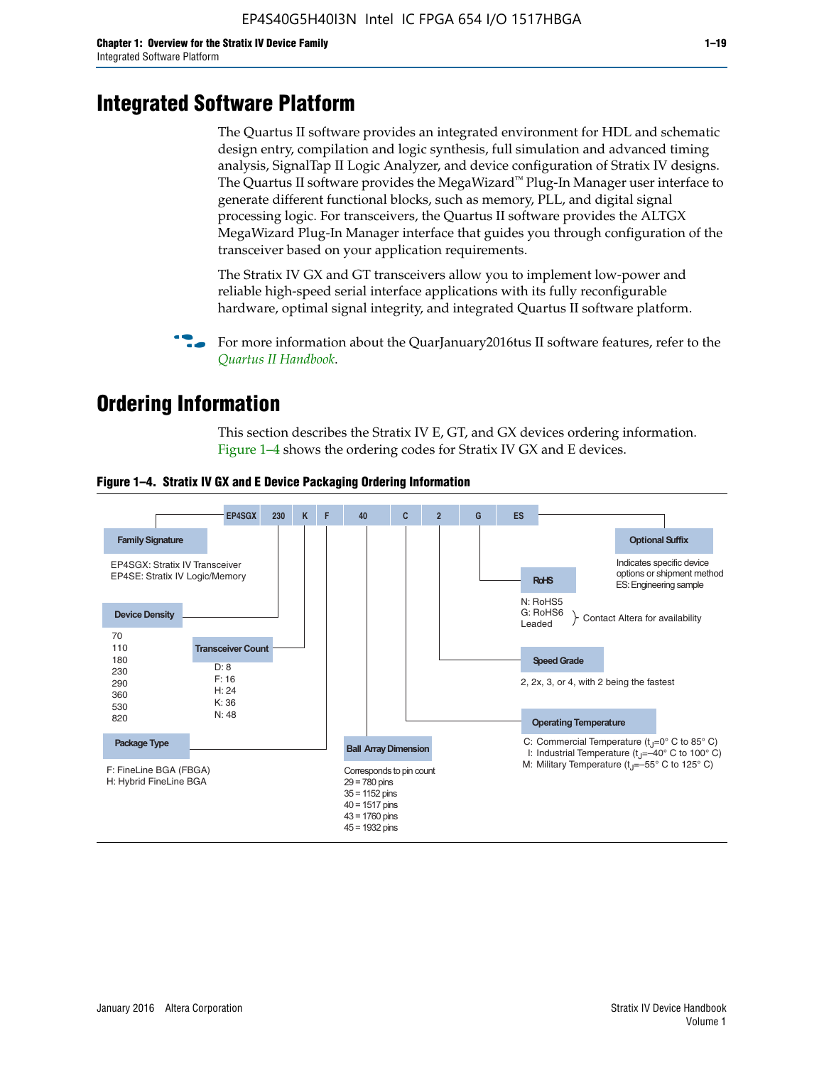# Integrated Software Platform

The Quartus II software provides an integrated environment for HDL and schematic design entry, compilation and logic synthesis, full simulation and advanced timing analysis, SignalTap II Logic Analyzer, and device configuration of Stratix IV designs. The Quartus II software provides the MegaWizard™ Plug-In Manager user interface to generate different functional blocks, such as memory, PLL, and digital signal processing logic. For transceivers, the Quartus II software provides the ALTGX MegaWizard Plug-In Manager interface that guides you through configuration of the transceiver based on your application requirements.

The Stratix IV GX and GT transceivers allow you to implement low-power and reliable high-speed serial interface applications with its fully reconfigurable hardware, optimal signal integrity, and integrated Quartus II software platform.

For more information about the QuarJanuary2016tus II software features, refer to the *Quartus II Handbook*.

# Ordering Information

This section describes the Stratix IV E, GT, and GX devices ordering information. Figure 1–4 shows the ordering codes for Stratix IV GX and E devices.

**Figure 1–4. Stratix IV GX and E Device Packaging Ordering Information**

EP4SGX | 230 | K | F | 40 | C | 2 | G | ES

**Family Signature**
- EP4SGX: Stratix IV Transceiver
- EP4SE: Stratix IV Logic/Memory

**Device Density**
- 70
- 110
- 180
- 230
- 290
- 360
- 530
- 820

**Transceiver Count**
- D: 8
- F: 16
- H: 24
- K: 36
- N: 48

**Package Type**
- F: FineLine BGA (FBGA)
- H: Hybrid FineLine BGA

**Ball Array Dimension**

Corresponds to pin count
- 29 = 780 pins
- 35 = 1152 pins
- 40 = 1517 pins
- 43 = 1760 pins
- 45 = 1932 pins

**Operating Temperature**
- C: Commercial Temperature ($t_J$=0° C to 85° C)
- I: Industrial Temperature ($t_J$=–40° C to 100° C)
- M: Military Temperature ($t_J$=–55° C to 125° C)

**Speed Grade**

2, 2x, 3, or 4, with 2 being the fastest

**RoHS**
- N: RoHS5
- G: RoHS6
- Leaded

(G: RoHS6 and Leaded: Contact Altera for availability)

**Optional Suffix**

Indicates specific device options or shipment method
ES: Engineering sample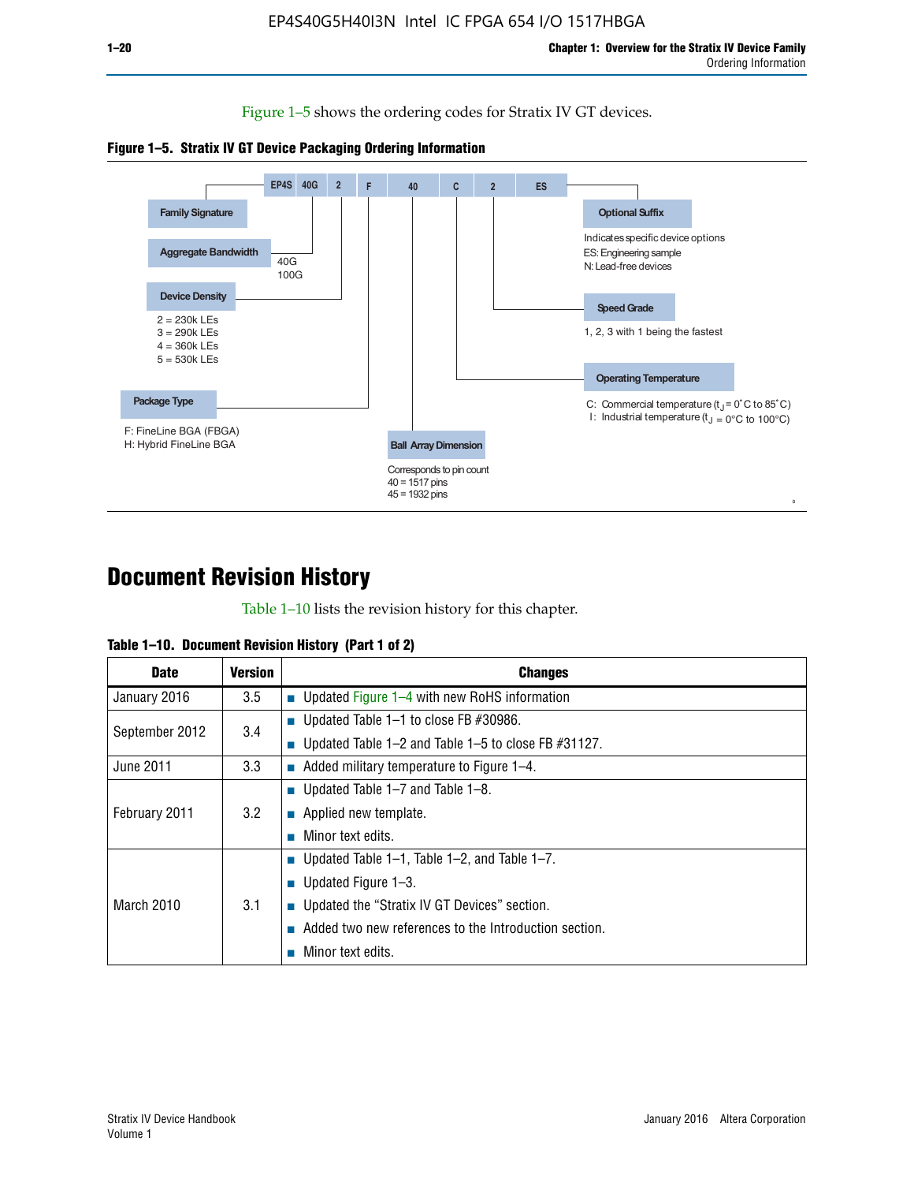Figure 1–5 shows the ordering codes for Stratix IV GT devices.

**Figure 1–5. Stratix IV GT Device Packaging Ordering Information**

EP4S 40G 2 F 40 C 2 ES

- **Family Signature**
- **Aggregate Bandwidth**
  - 40G
  - 100G
- **Device Density**
  - 2 = 230k LEs
  - 3 = 290k LEs
  - 4 = 360k LEs
  - 5 = 530k LEs
- **Package Type**
  - F: FineLine BGA (FBGA)
  - H: Hybrid FineLine BGA
- **Ball Array Dimension**
  - Corresponds to pin count
  - 40 = 1517 pins
  - 45 = 1932 pins
- **Operating Temperature**
  - C: Commercial temperature ($t_J$ = 0˚C to 85˚C)
  - I: Industrial temperature ($t_J$ = 0°C to 100°C)
- **Speed Grade**
  - 1, 2, 3 with 1 being the fastest
- **Optional Suffix**
  - Indicates specific device options
  - ES: Engineering sample
  - N: Lead-free devices

# Document Revision History

Table 1–10 lists the revision history for this chapter.

**Table 1–10. Document Revision History (Part 1 of 2)**

| Date | Version | Changes |
|---|---|---|
| January 2016 | 3.5 | ■ Updated Figure 1–4 with new RoHS information |
| September 2012 | 3.4 | ■ Updated Table 1–1 to close FB #30986.<br>■ Updated Table 1–2 and Table 1–5 to close FB #31127. |
| June 2011 | 3.3 | ■ Added military temperature to Figure 1–4. |
| February 2011 | 3.2 | ■ Updated Table 1–7 and Table 1–8.<br>■ Applied new template.<br>■ Minor text edits. |
| March 2010 | 3.1 | ■ Updated Table 1–1, Table 1–2, and Table 1–7.<br>■ Updated Figure 1–3.<br>■ Updated the “Stratix IV GT Devices” section.<br>■ Added two new references to the Introduction section.<br>■ Minor text edits. |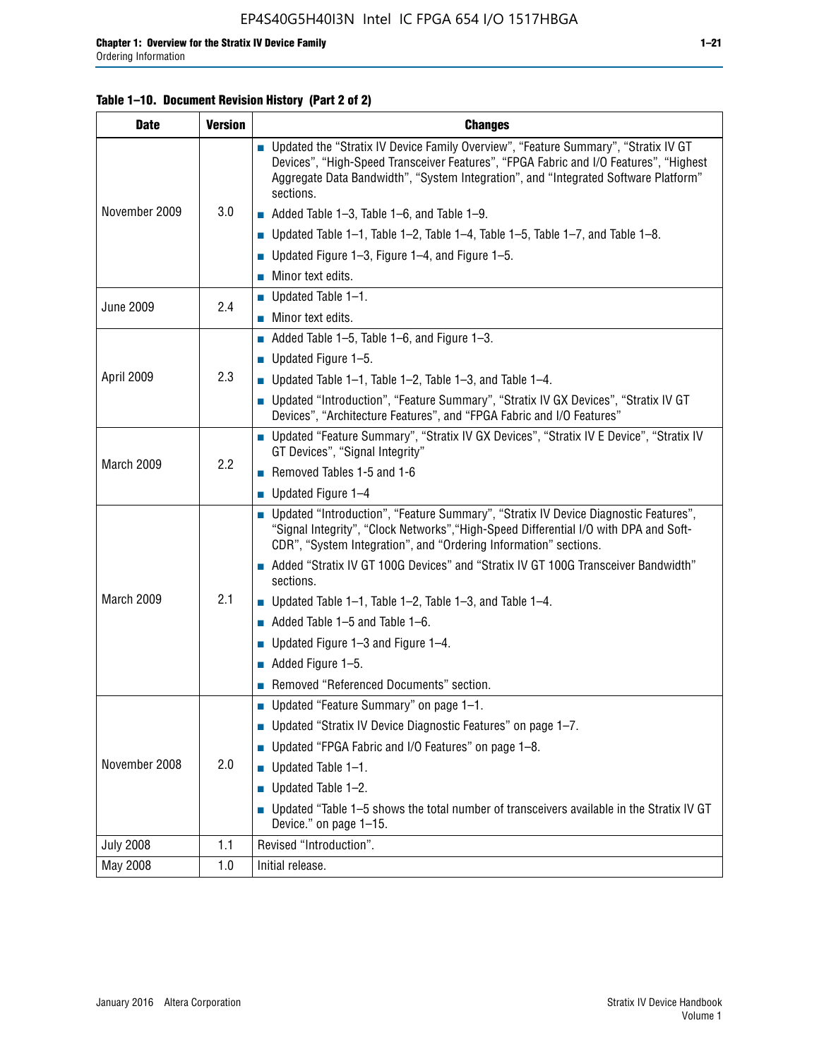**Table 1–10. Document Revision History (Part 2 of 2)**

| Date | Version | Changes |
|---|---|---|
| November 2009 | 3.0 | ■ Updated the "Stratix IV Device Family Overview", "Feature Summary", "Stratix IV GT Devices", "High-Speed Transceiver Features", "FPGA Fabric and I/O Features", "Highest Aggregate Data Bandwidth", "System Integration", and "Integrated Software Platform" sections. ■ Added Table 1–3, Table 1–6, and Table 1–9. ■ Updated Table 1–1, Table 1–2, Table 1–4, Table 1–5, Table 1–7, and Table 1–8. ■ Updated Figure 1–3, Figure 1–4, and Figure 1–5. ■ Minor text edits. |
| June 2009 | 2.4 | ■ Updated Table 1–1. ■ Minor text edits. |
| April 2009 | 2.3 | ■ Added Table 1–5, Table 1–6, and Figure 1–3. ■ Updated Figure 1–5. ■ Updated Table 1–1, Table 1–2, Table 1–3, and Table 1–4. ■ Updated "Introduction", "Feature Summary", "Stratix IV GX Devices", "Stratix IV GT Devices", "Architecture Features", and "FPGA Fabric and I/O Features" |
| March 2009 | 2.2 | ■ Updated "Feature Summary", "Stratix IV GX Devices", "Stratix IV E Device", "Stratix IV GT Devices", "Signal Integrity" ■ Removed Tables 1-5 and 1-6 ■ Updated Figure 1–4 |
| March 2009 | 2.1 | ■ Updated "Introduction", "Feature Summary", "Stratix IV Device Diagnostic Features", "Signal Integrity", "Clock Networks","High-Speed Differential I/O with DPA and Soft-CDR", "System Integration", and "Ordering Information" sections. ■ Added "Stratix IV GT 100G Devices" and "Stratix IV GT 100G Transceiver Bandwidth" sections. ■ Updated Table 1–1, Table 1–2, Table 1–3, and Table 1–4. ■ Added Table 1–5 and Table 1–6. ■ Updated Figure 1–3 and Figure 1–4. ■ Added Figure 1–5. ■ Removed "Referenced Documents" section. |
| November 2008 | 2.0 | ■ Updated "Feature Summary" on page 1–1. ■ Updated "Stratix IV Device Diagnostic Features" on page 1–7. ■ Updated "FPGA Fabric and I/O Features" on page 1–8. ■ Updated Table 1–1. ■ Updated Table 1–2. ■ Updated "Table 1–5 shows the total number of transceivers available in the Stratix IV GT Device." on page 1–15. |
| July 2008 | 1.1 | Revised "Introduction". |
| May 2008 | 1.0 | Initial release. |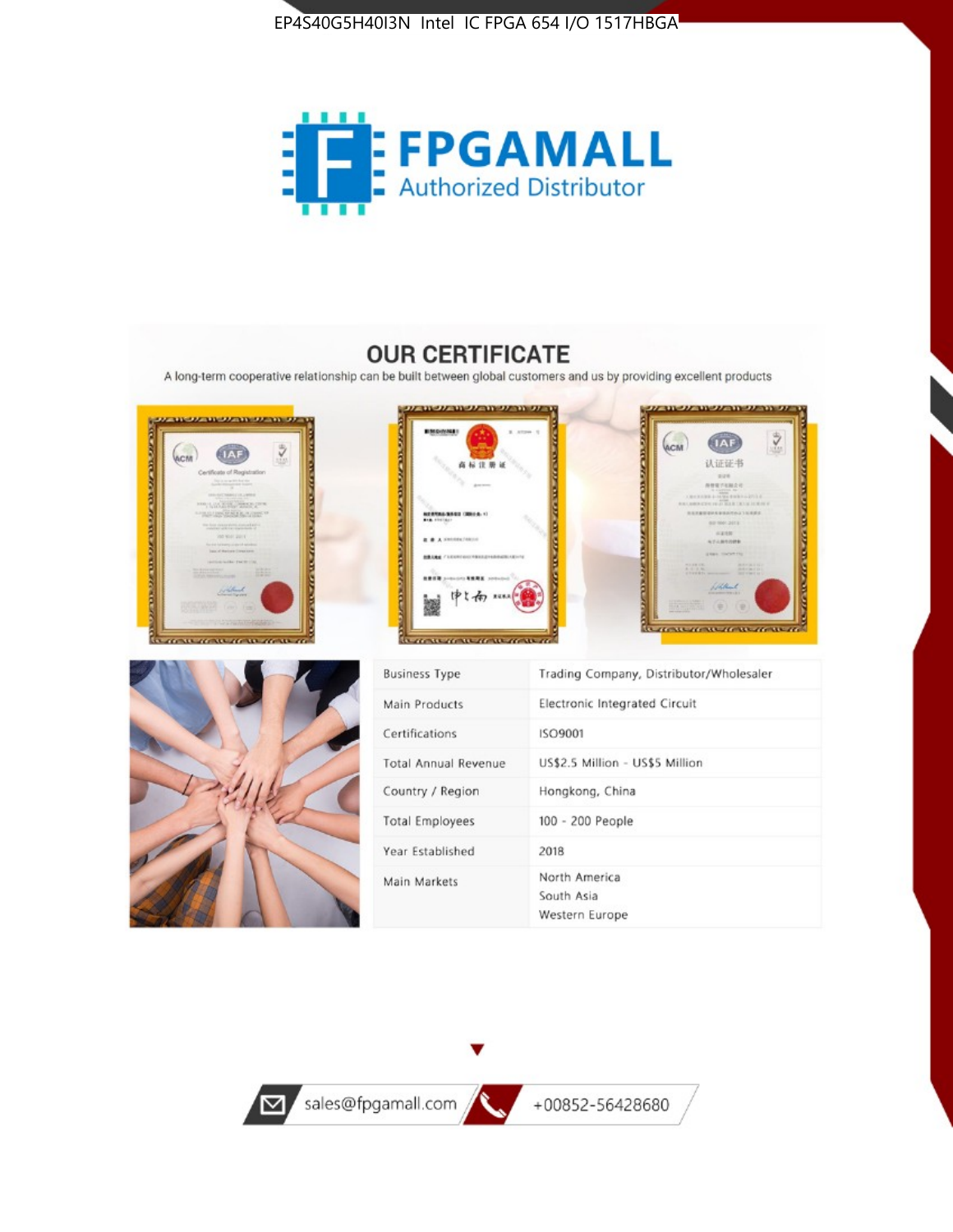FPGAMALL
Authorized Distributor

## OUR CERTIFICATE

A long-term cooperative relationship can be built between global customers and us by providing excellent products

| | |
|---|---|
| Business Type | Trading Company, Distributor/Wholesaler |
| Main Products | Electronic Integrated Circuit |
| Certifications | ISO9001 |
| Total Annual Revenue | US$2.5 Million - US$5 Million |
| Country / Region | Hongkong, China |
| Total Employees | 100 - 200 People |
| Year Established | 2018 |
| Main Markets | North America<br>South Asia<br>Western Europe |

sales@fpgamall.com

+00852-56428680